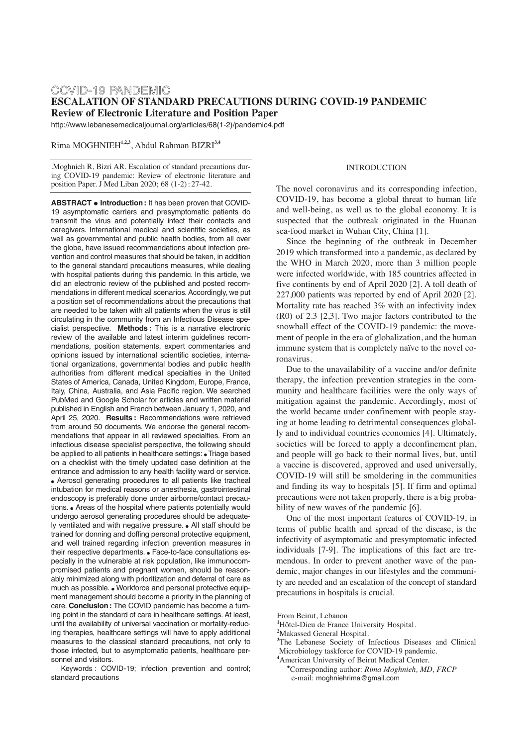COVID-19 PANDEMIC

# ESCALATION OF STANDARD PRECAUTIONS DURING COVID-19 PANDEMIC

## Review of Electronic Literature and Position Paper

http://www.lebanesemedicaljournal.org/articles/68(1-2)/pandemic4.pdf

Rima MOGHNIEH[1,2,3], Abdul Rahman BIZRI[3,4]

.Moghnieh R, Bizri AR. Escalation of standard precautions during COVID-19 pandemic: Review of electronic literature and position Paper. J Med Liban 2020; 68 (1-2) : 27-42.

**ABSTRACT** • **Introduction :** It has been proven that COVID-19 asymptomatic carriers and presymptomatic patients do transmit the virus and potentially infect their contacts and caregivers. International medical and scientific societies, as well as governmental and public health bodies, from all over the globe, have issued recommendations about infection prevention and control measures that should be taken, in addition to the general standard precautions measures, while dealing with hospital patients during this pandemic. In this article, we did an electronic review of the published and posted recommendations in different medical scenarios. Accordingly, we put a position set of recommendations about the precautions that are needed to be taken with all patients when the virus is still circulating in the community from an Infectious Disease specialist perspective. **Methods :** This is a narrative electronic review of the available and latest interim guidelines recommendations, position statements, expert commentaries and opinions issued by international scientific societies, international organizations, governmental bodies and public health authorities from different medical specialties in the United States of America, Canada, United Kingdom, Europe, France, Italy, China, Australia, and Asia Pacific region. We searched PubMed and Google Scholar for articles and written material published in English and French between January 1, 2020, and April 25, 2020. **Results :** Recommendations were retrieved from around 50 documents. We endorse the general recommendations that appear in all reviewed specialties. From an infectious disease specialist perspective, the following should be applied to all patients in healthcare settings: • Triage based on a checklist with the timely updated case definition at the entrance and admission to any health facility ward or service. • Aerosol generating procedures to all patients like tracheal intubation for medical reasons or anesthesia, gastrointestinal endoscopy is preferably done under airborne/contact precautions. • Areas of the hospital where patients potentially would undergo aerosol generating procedures should be adequately ventilated and with negative pressure. • All staff should be trained for donning and doffing personal protective equipment, and well trained regarding infection prevention measures in their respective departments. • Face-to-face consultations especially in the vulnerable at risk population, like immunocompromised patients and pregnant women, should be reasonably minimized along with prioritization and deferral of care as much as possible. • Workforce and personal protective equipment management should become a priority in the planning of care. **Conclusion :** The COVID pandemic has become a turning point in the standard of care in healthcare settings. At least, until the availability of universal vaccination or mortality-reducing therapies, healthcare settings will have to apply additional measures to the classical standard precautions, not only to those infected, but to asymptomatic patients, healthcare personnel and visitors.

Keywords : COVID-19; infection prevention and control; standard precautions

### INTRODUCTION

The novel coronavirus and its corresponding infection, COVID-19, has become a global threat to human life and well-being, as well as to the global economy. It is suspected that the outbreak originated in the Huanan sea-food market in Wuhan City, China [1].

Since the beginning of the outbreak in December 2019 which transformed into a pandemic, as declared by the WHO in March 2020, more than 3 million people were infected worldwide, with 185 countries affected in five continents by end of April 2020 [2]. A toll death of 227,000 patients was reported by end of April 2020 [2]. Mortality rate has reached 3% with an infectivity index (R0) of 2.3 [2,3]. Two major factors contributed to the snowball effect of the COVID-19 pandemic: the movement of people in the era of globalization, and the human immune system that is completely naïve to the novel coronavirus.

Due to the unavailability of a vaccine and/or definite therapy, the infection prevention strategies in the community and healthcare facilities were the only ways of mitigation against the pandemic. Accordingly, most of the world became under confinement with people staying at home leading to detrimental consequences globally and to individual countries economies [4]. Ultimately, societies will be forced to apply a deconfinement plan, and people will go back to their normal lives, but, until a vaccine is discovered, approved and used universally, COVID-19 will still be smoldering in the communities and finding its way to hospitals [5]. If firm and optimal precautions were not taken properly, there is a big probability of new waves of the pandemic [6].

One of the most important features of COVID-19, in terms of public health and spread of the disease, is the infectivity of asymptomatic and presymptomatic infected individuals [7-9]. The implications of this fact are tremendous. In order to prevent another wave of the pandemic, major changes in our lifestyles and the community are needed and an escalation of the concept of standard precautions in hospitals is crucial.

From Beirut, Lebanon

[1]Hôtel-Dieu de France University Hospital.

[2]Makassed General Hospital.

[3]The Lebanese Society of Infectious Diseases and Clinical Microbiology taskforce for COVID-19 pandemic.

[4]American University of Beirut Medical Center.

*Corresponding author: *Rima Moghnieh, MD, FRCP*
e-mail: moghniehrima@gmail.com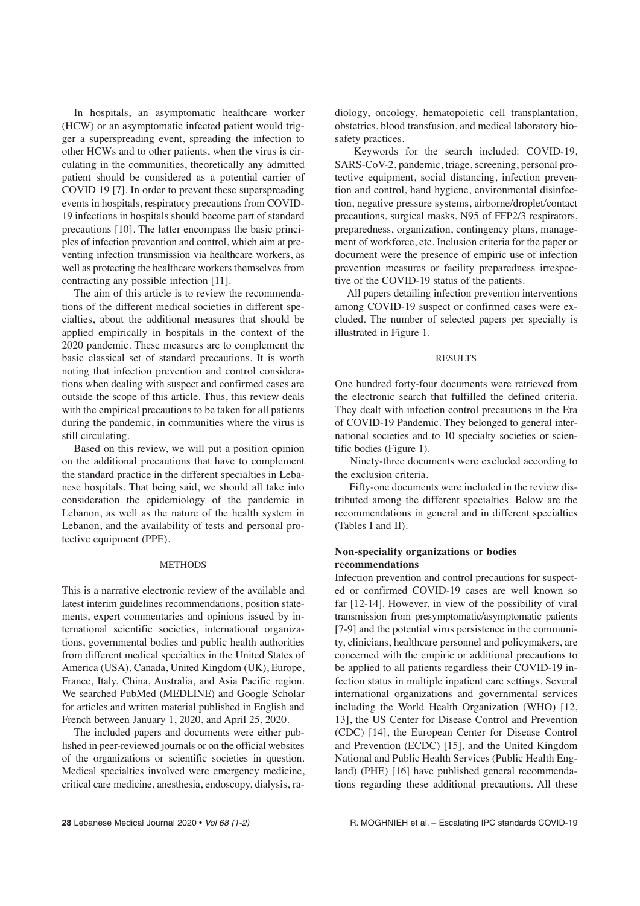In hospitals, an asymptomatic healthcare worker (HCW) or an asymptomatic infected patient would trigger a superspreading event, spreading the infection to other HCWs and to other patients, when the virus is circulating in the communities, theoretically any admitted patient should be considered as a potential carrier of COVID 19 [7]. In order to prevent these superspreading events in hospitals, respiratory precautions from COVID-19 infections in hospitals should become part of standard precautions [10]. The latter encompass the basic principles of infection prevention and control, which aim at preventing infection transmission via healthcare workers, as well as protecting the healthcare workers themselves from contracting any possible infection [11].

The aim of this article is to review the recommendations of the different medical societies in different specialties, about the additional measures that should be applied empirically in hospitals in the context of the 2020 pandemic. These measures are to complement the basic classical set of standard precautions. It is worth noting that infection prevention and control considerations when dealing with suspect and confirmed cases are outside the scope of this article. Thus, this review deals with the empirical precautions to be taken for all patients during the pandemic, in communities where the virus is still circulating.

Based on this review, we will put a position opinion on the additional precautions that have to complement the standard practice in the different specialties in Lebanese hospitals. That being said, we should all take into consideration the epidemiology of the pandemic in Lebanon, as well as the nature of the health system in Lebanon, and the availability of tests and personal protective equipment (PPE).

## METHODS

This is a narrative electronic review of the available and latest interim guidelines recommendations, position statements, expert commentaries and opinions issued by international scientific societies, international organizations, governmental bodies and public health authorities from different medical specialties in the United States of America (USA), Canada, United Kingdom (UK), Europe, France, Italy, China, Australia, and Asia Pacific region. We searched PubMed (MEDLINE) and Google Scholar for articles and written material published in English and French between January 1, 2020, and April 25, 2020.

The included papers and documents were either published in peer-reviewed journals or on the official websites of the organizations or scientific societies in question. Medical specialties involved were emergency medicine, critical care medicine, anesthesia, endoscopy, dialysis, radiology, oncology, hematopoietic cell transplantation, obstetrics, blood transfusion, and medical laboratory biosafety practices.

Keywords for the search included: COVID-19, SARS-CoV-2, pandemic, triage, screening, personal protective equipment, social distancing, infection prevention and control, hand hygiene, environmental disinfection, negative pressure systems, airborne/droplet/contact precautions, surgical masks, N95 of FFP2/3 respirators, preparedness, organization, contingency plans, management of workforce, etc. Inclusion criteria for the paper or document were the presence of empiric use of infection prevention measures or facility preparedness irrespective of the COVID-19 status of the patients.

All papers detailing infection prevention interventions among COVID-19 suspect or confirmed cases were excluded. The number of selected papers per specialty is illustrated in Figure 1.

## RESULTS

One hundred forty-four documents were retrieved from the electronic search that fulfilled the defined criteria. They dealt with infection control precautions in the Era of COVID-19 Pandemic. They belonged to general international societies and to 10 specialty societies or scientific bodies (Figure 1).

Ninety-three documents were excluded according to the exclusion criteria.

Fifty-one documents were included in the review distributed among the different specialties. Below are the recommendations in general and in different specialties (Tables I and II).

### Non-speciality organizations or bodies recommendations

Infection prevention and control precautions for suspected or confirmed COVID-19 cases are well known so far [12-14]. However, in view of the possibility of viral transmission from presymptomatic/asymptomatic patients [7-9] and the potential virus persistence in the community, clinicians, healthcare personnel and policymakers, are concerned with the empiric or additional precautions to be applied to all patients regardless their COVID-19 infection status in multiple inpatient care settings. Several international organizations and governmental services including the World Health Organization (WHO) [12, 13], the US Center for Disease Control and Prevention (CDC) [14], the European Center for Disease Control and Prevention (ECDC) [15], and the United Kingdom National and Public Health Services (Public Health England) (PHE) [16] have published general recommendations regarding these additional precautions. All these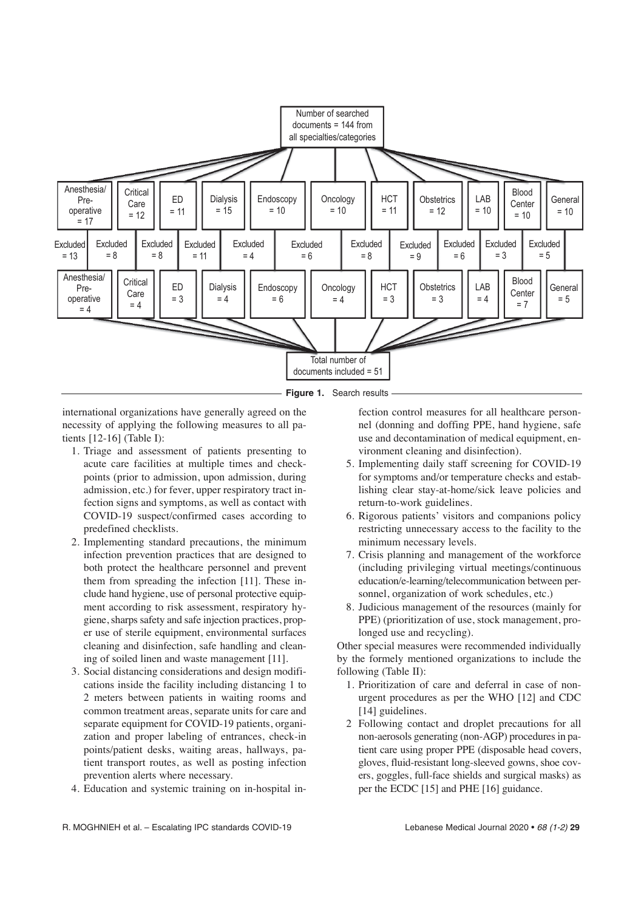Number of searched documents = 144 from all specialties/categories

| Anesthesia/ Pre-operative = 17 | Critical Care = 12 | ED = 11 | Dialysis = 15 | Endoscopy = 10 | Oncology = 10 | HCT = 11 | Obstetrics = 12 | LAB = 10 | Blood Center = 10 | General = 10 |
|---|---|---|---|---|---|---|---|---|---|---|
| Excluded = 13 | Excluded = 8 | Excluded = 8 | Excluded = 11 | Excluded = 4 | Excluded = 6 | Excluded = 8 | Excluded = 9 | Excluded = 6 | Excluded = 3 | Excluded = 5 |
| Anesthesia/ Pre-operative = 4 | Critical Care = 4 | ED = 3 | Dialysis = 4 | Endoscopy = 6 | Oncology = 4 | HCT = 3 | Obstetrics = 3 | LAB = 4 | Blood Center = 7 | General = 5 |

Total number of documents included = 51

**Figure 1.** Search results

international organizations have generally agreed on the necessity of applying the following measures to all patients [12-16] (Table I):

1. Triage and assessment of patients presenting to acute care facilities at multiple times and checkpoints (prior to admission, upon admission, during admission, etc.) for fever, upper respiratory tract infection signs and symptoms, as well as contact with COVID-19 suspect/confirmed cases according to predefined checklists.
2. Implementing standard precautions, the minimum infection prevention practices that are designed to both protect the healthcare personnel and prevent them from spreading the infection [11]. These include hand hygiene, use of personal protective equipment according to risk assessment, respiratory hygiene, sharps safety and safe injection practices, proper use of sterile equipment, environmental surfaces cleaning and disinfection, safe handling and cleaning of soiled linen and waste management [11].
3. Social distancing considerations and design modifications inside the facility including distancing 1 to 2 meters between patients in waiting rooms and common treatment areas, separate units for care and separate equipment for COVID-19 patients, organization and proper labeling of entrances, check-in points/patient desks, waiting areas, hallways, patient transport routes, as well as posting infection prevention alerts where necessary.
4. Education and systemic training on in-hospital infection control measures for all healthcare personnel (donning and doffing PPE, hand hygiene, safe use and decontamination of medical equipment, environment cleaning and disinfection).
5. Implementing daily staff screening for COVID-19 for symptoms and/or temperature checks and establishing clear stay-at-home/sick leave policies and return-to-work guidelines.
6. Rigorous patients' visitors and companions policy restricting unnecessary access to the facility to the minimum necessary levels.
7. Crisis planning and management of the workforce (including privileging virtual meetings/continuous education/e-learning/telecommunication between personnel, organization of work schedules, etc.)
8. Judicious management of the resources (mainly for PPE) (prioritization of use, stock management, prolonged use and recycling).

Other special measures were recommended individually by the formely mentioned organizations to include the following (Table II):

1. Prioritization of care and deferral in case of non-urgent procedures as per the WHO [12] and CDC [14] guidelines.
2. Following contact and droplet precautions for all non-aerosols generating (non-AGP) procedures in patient care using proper PPE (disposable head covers, gloves, fluid-resistant long-sleeved gowns, shoe covers, goggles, full-face shields and surgical masks) as per the ECDC [15] and PHE [16] guidance.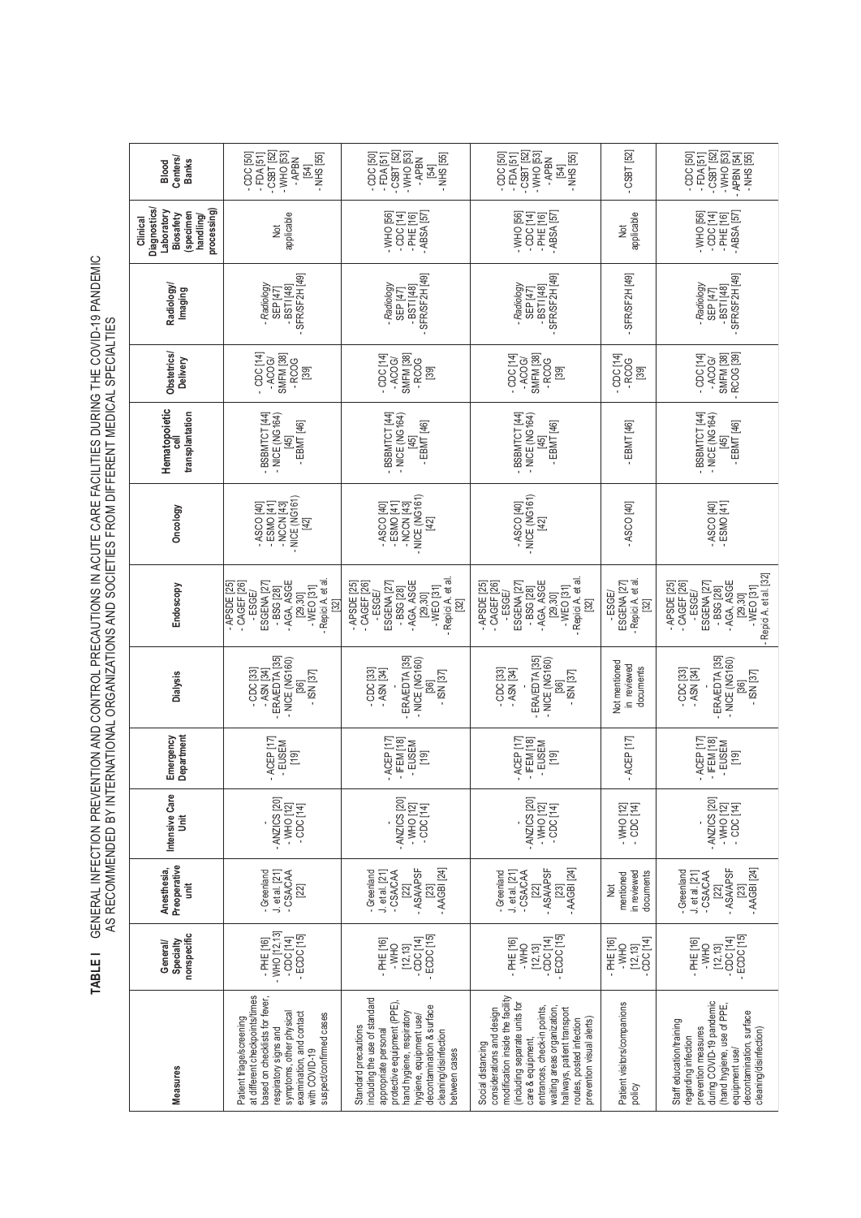**TABLE I** GENERAL INFECTION PREVENTION AND CONTROL PRECAUTIONS IN ACUTE CARE FACILITIES DURING THE COVID-19 PANDEMIC AS RECOMMENDED BY INTERNATIONAL ORGANIZATIONS AND SOCIETIES FROM DIFFERENT MEDICAL SPECIALTIES

| Measures | General/ Specialty nonspecific | Anesthesia, Preoperative unit | Intensive Care Unit | Emergency Department | Dialysis | Endoscopy | Oncology | Hematopoietic cell transplantation | Obstetrics/ Delivery | Radiology/ Imaging | Clinical Diagnostics/ Laboratory Biosafety (specimen handling/ processing) | Blood Centers/ Banks |
|---|---|---|---|---|---|---|---|---|---|---|---|---|
| Patient triage/screening at different checkpoints/times based on checklists for fever, respiratory signs and symptoms, other physical examination, and contact with COVID-19 suspect/confirmed cases | - PHE [16] - WHO [12,13] - CDC [14] - ECDC [15] | - Greenland J. et al. [21] - CSA/CAA [22] | - ANZICS [20] - WHO [12] - CDC [14] | - ACEP [17] - EUSEM [19] | - CDC [33] - ASN [34] - ERA/EDTA [35] - NICE (NG160) [36] - ISN [37] | - APSDE [25] - CAGEF [26] - ESGE/ ESGENA [27] - BSG [28] - AGA, ASGE [29,30] - WEO [31] - Repici A. et al. [32] | - ASCO [40] - ESMO [41] - NCCN [43] - NICE (NG161) [42] | - BSBMTCT [44] - NICE (NG164) [45] - EBMT [46] | - CDC [14] - ACOG/ SMFM [38] - RCOG [39] | - *Radiology* SEP [47] - BSTI [48] - SFR/SF2H [49] | Not applicable | - CDC [50] - FDA [51] - CSBT [52] - WHO [53] - APBN [54] - NHS [55] |
| Standard precautions including the use of standard appropriate personal protective equipment (PPE), hand hygiene, respiratory hygiene, equipment use/ decontamination & surface cleaning/disinfection between cases | - PHE [16] - WHO [12,13] - CDC [14] - ECDC [15] | - Greenland J. et al. [21] - CSA/CAA [22] - ASA/APSF [23] - AAGBI [24] | - ANZICS [20] - WHO [12] - CDC [14] | - ACEP [17] - IFEM [18] - EUSEM [19] | - CDC [33] - ASN [34] - ERA/EDTA [35] - NICE (NG160) [36] - ISN [37] | - APSDE [25] - CAGEF [26] - ESGE/ ESGENA [27] - BSG [28] - AGA, ASGE [29,30] - WEO [31] - Repici A. et al. [32] | - ASCO [40] - ESMO [41] - NCCN [43] - NICE (NG161) [42] | - BSBMTCT [44] - NICE (NG164) [45] - EBMT [46] | - CDC [14] - ACOG/ SMFM [38] - RCOG [39] | - *Radiology* SEP [47] - BSTI [48] - SFR/SF2H [49] | - WHO [56] - CDC [14] - PHE [16] - ABSA [57] | - CDC [50] - FDA [51] - CSBT [52] - WHO [53] - APBN [54] - NHS [55] |
| Social distancing considerations and design modification inside the facility (including separate units for care & equipment, entrances, check-in points, waiting areas organization, hallways, patient transport routes, posted infection prevention visual alerts) | - PHE [16] - WHO [12,13] - CDC [14] - ECDC [15] | - Greenland J. et al. [21] - CSA/CAA [22] - ASA/APSF [23] - AAGBI [24] | - ANZICS [20] - WHO [12] - CDC [14] | - ACEP [17] - IFEM [18] - EUSEM [19] | - CDC [33] - ASN [34] - ERA/EDTA [35] - NICE (NG160) [36] - ISN [37] | - APSDE [25] - CAGEF [26] - ESGE/ ESGENA [27] - BSG [28] - AGA, ASGE [29,30] - WEO [31] - Repici A. et al. [32] | - ASCO [40] - NICE (NG161) [42] | - BSBMTCT [44] - NICE (NG164) [45] - EBMT [46] | - CDC [14] - ACOG/ SMFM [38] - RCOG [39] | - *Radiology* SEP [47] - BSTI [48] - SFR/SF2H [49] | - WHO [56] - CDC [14] - PHE [16] - ABSA [57] | - CDC [50] - FDA [51] - CSBT [52] - WHO [53] - APBN [54] - NHS [55] |
| Patient visitors/companions policy | - PHE [16] - WHO [12,13] - CDC [14] | Not mentioned in reviewed documents | - WHO [12] - CDC [14] | - ACEP [17] | Not mentioned in reviewed documents | - ESGE/ ESGENA [27] - Repici A. et al. [32] | - ASCO [40] | - EBMT [46] | - CDC [14] - RCOG [39] | - SFR/SF2H [49] | Not applicable | - CSBT [52] |
| Staff education/training regarding infection prevention measures during COVID-19 pandemic (hand hygiene, use of PPE, equipment use/ decontamination, surface cleaning/disinfection) | - PHE [16] - WHO [12,13] - CDC [14] - ECDC [15] | - Greenland J. et al. [21] - CSA/CAA [22] - ASA/APSF [23] - AAGBI [24] | - ANZICS [20] - WHO [12] - CDC [14] | - ACEP [17] - IFEM [18] - EUSEM [19] | - CDC [33] - ASN [34] - ERA/EDTA [35] - NICE (NG160) [36] - ISN [37] | - APSDE [25] - CAGEF [26] - ESGE/ ESGENA [27] - BSG [28] - AGA, ASGE [29,30] - WEO [31] - Repici A. et al. [32] | - ASCO [40] - ESMO [41] | - BSBMTCT [44] - NICE (NG164) [45] - EBMT [46] | - CDC [14] - ACOG/ SMFM [38] - RCOG [39] | - *Radiology* SEP [47] - BSTI [48] - SFR/SF2H [49] | - WHO [56] - CDC [14] - PHE [16] - ABSA [57] | - CDC [50] - FDA [51] - CSBT [52] - WHO [53] - APBN [54] - NHS [55] |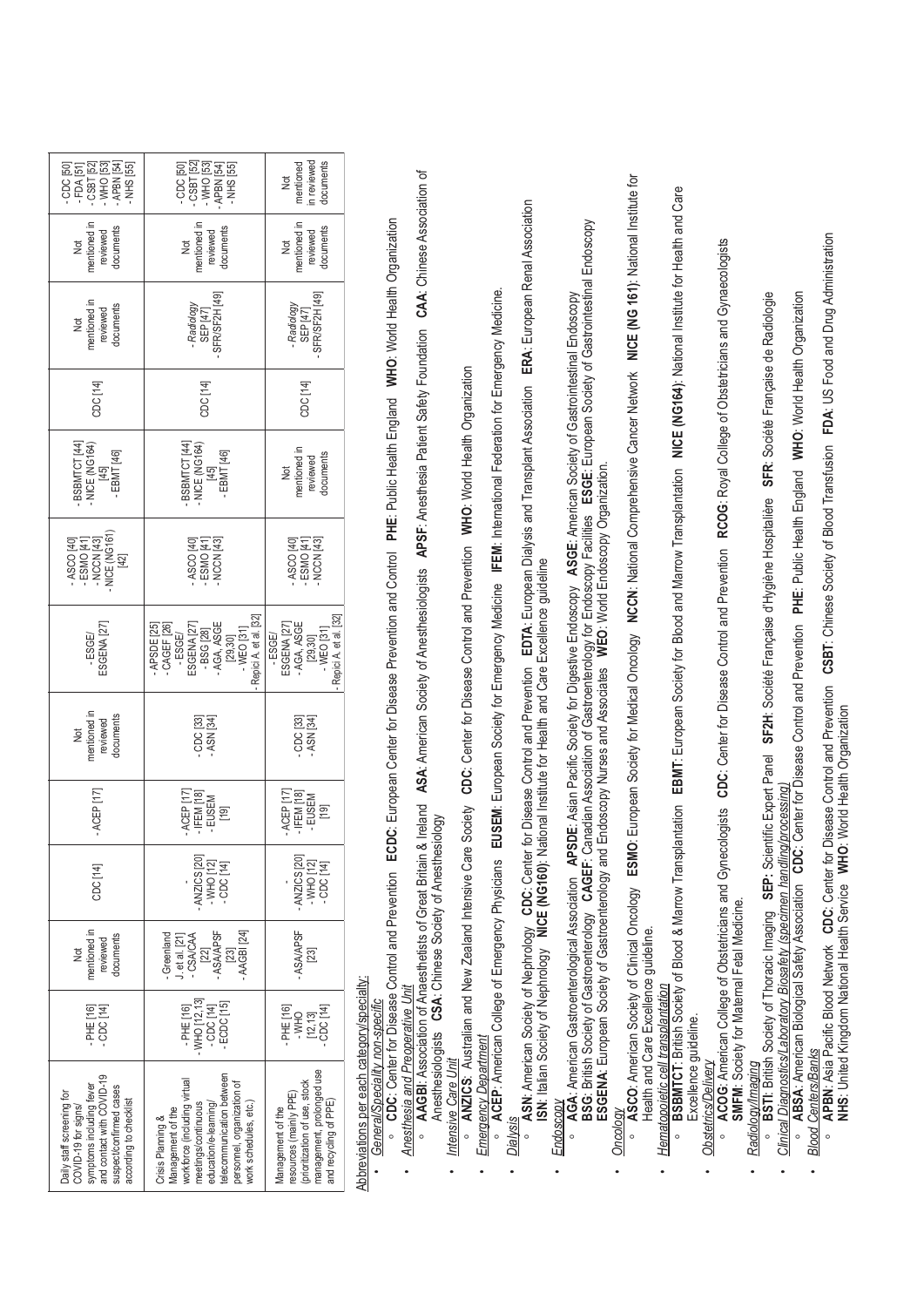| | | | | | | | | | | | | |
|---|---|---|---|---|---|---|---|---|---|---|---|---|
| Daily staff screening for COVID-19 for signs/ symptoms including fever and contact with COVID-19 suspect/confirmed cases according to checklist | - PHE [16]<br>- CDC [14] | Not mentioned in reviewed documents | CDC [14] | - ACEP [17] | Not mentioned in reviewed documents | - ESGE/ ESGENA [27] | - ASCO [40]<br>- ESMO [41]<br>- NCCN [43]<br>- NICE (NG161) [42] | - BSBMTCT [44]<br>- NICE (NG164) [45]<br>- EBMT [46] | CDC [14] | Not mentioned in reviewed documents | Not mentioned in reviewed documents | - CDC [50]<br>- FDA [51]<br>- CSBT [52]<br>- WHO [53]<br>- APBN [54]<br>- NHS [55] |
| Crisis Planning & Management of the workforce (including virtual meetings/continuous education/e-learning/ telecommunication between personnel, organization of work schedules, etc.) | - PHE [16]<br>- WHO [12,13]<br>- CDC [14]<br>- ECDC [15] | - Greenland J. et al. [21]<br>- CSA/CAA [22]<br>- ASA/APSF [23]<br>- AAGBI [24] | -<br>- ANZICS [20]<br>- WHO [12]<br>- CDC [14] | - ACEP [17]<br>- IFEM [18]<br>- EUSEM [19] | - CDC [33]<br>- ASN [34] | - APSDE [25]<br>- CAGEF [26]<br>- ESGE/ ESGENA [27]<br>- BSG [28]<br>- AGA, ASGE [29,30]<br>- WEO [31]<br>- Repici A. et al. [32] | - ASCO [40]<br>- ESMO [41]<br>- NCCN [43] | - BSBMTCT [44]<br>- NICE (NG164) [45]<br>- EBMT [46] | CDC [14] | - *Radiology* SEP [47]<br>- SFR/SF2H [49] | Not mentioned in reviewed documents | - CDC [50]<br>- CSBT [52]<br>- WHO [53]<br>- APBN [54]<br>- NHS [55] |
| Management of the resources (mainly PPE) (prioritization of use, stock management, prolonged use and recycling of PPE) | - PHE [16]<br>- WHO [12,13]<br>- CDC [14] | - ASA/APSF [23] | -<br>- ANZICS [20]<br>- WHO [12]<br>- CDC [14] | - ACEP [17]<br>- IFEM [18]<br>- EUSEM [19] | - CDC [33]<br>- ASN [34] | - ESGE/ ESGENA [27]<br>- AGA, ASGE [29,30]<br>- WEO [31]<br>- Repici A. et al. [32] | - ASCO [40]<br>- ESMO [41]<br>- NCCN [43] | Not mentioned in reviewed documents | CDC [14] | - *Radiology* SEP [47]<br>- SFR/SF2H [49] | Not mentioned in reviewed documents | Not mentioned in reviewed documents |

Abbreviations per each category/specialty:

- *General/Specialty non-specific*
  - **CDC**: Center for Disease Control and Prevention **ECDC**: European Center for Disease Prevention and Control **PHE**: Public Health England **WHO**: World Health Organization
- *Anesthesia and Preoperative Unit*
  - **AAGBI**: Association of Anaesthetists of Great Britain & Ireland **ASA**: American Society of Anesthesiologists **APSF**: Anesthesia Patient Safety Foundation **CAA**: Chinese Association of Anesthesiologists **CSA**: Chinese Society of Anesthesiology
- *Intensive Care Unit*
  - **ANZICS**: Australian and New Zealand Intensive Care Society **CDC**: Center for Disease Control and Prevention **WHO**: World Health Organization
- *Emergency Department*
  - **ACEP**: American College of Emergency Physicians **EUSEM**: European Society for Emergency Medicine **IFEM**: International Federation for Emergency Medicine.
- *Dialysis*
  - **ASN**: American Society of Nephrology **CDC**: Center for Disease Control and Prevention **EDTA**: European Dialysis and Transplant Association **ERA**: European Renal Association **ISN**: Italian Society of Nephrology **NICE (NG160)**: National Institute for Health and Care Excellence guideline
- *Endoscopy*
  - **AGA**: American Gastroenterological Association **APSDE**: Asian Pacific Society for Digestive Endoscopy **ASGE**: American Society of Gastrointestinal Endoscopy **BSG**: British Society of Gastroenterology **CAGEF**: Canadian Association of Gastroenterology for Endoscopy Facilities **ESGE**: European Society of Gastrointestinal Endoscopy **ESGENA**: European Society of Gastroenterology and Endoscopy Nurses and Associates **WEO**: World Endoscopy Organization.
- *Oncology*
  - **ASCO**: American Society of Clinical Oncology **ESMO**: European Society for Medical Oncology **NCCN**: National Comprehensive Cancer Network **NICE (NG 161)**: National Institute for Health and Care Excellence guideline.
- *Hematopoietic cell transplantation*
  - **BSBMTCT**: British Society of Blood & Marrow Transplantation **EBMT**: European Society for Blood and Marrow Transplantation **NICE (NG164)**: National Institute for Health and Care Excellence guideline.
- *Obstetrics/Delivery*
  - **ACOG**: American College of Obstetricians and Gynecologists **CDC**: Center for Disease Control and Prevention **RCOG**: Royal College of Obstetricians and Gynaecologists **SMFM**: Society for Maternal Fetal Medicine.
- *Radiology/Imaging*
  - **BSTI**: British Society of Thoracic Imaging **SEP**: Scientific Expert Panel **SF2H**: Société Française d'Hygiène Hospitalière **SFR**: Société Française de Radiologie
- *Clinical Diagnostics/Laboratory Biosafety (specimen handling/processing)*
  - **ABSA**: American Biological Safety Association **CDC**: Center for Disease Control and Prevention **PHE**: Public Health England **WHO**: World Health Organization
- *Blood Centers/Banks*
  - **APBN**: Asia Pacific Blood Network **CDC**: Center for Disease Control and Prevention **CSBT**: Chinese Society of Blood Transfusion **FDA**: US Food and Drug Administration **NHS**: United Kingdom National Health Service **WHO**: World Health Organization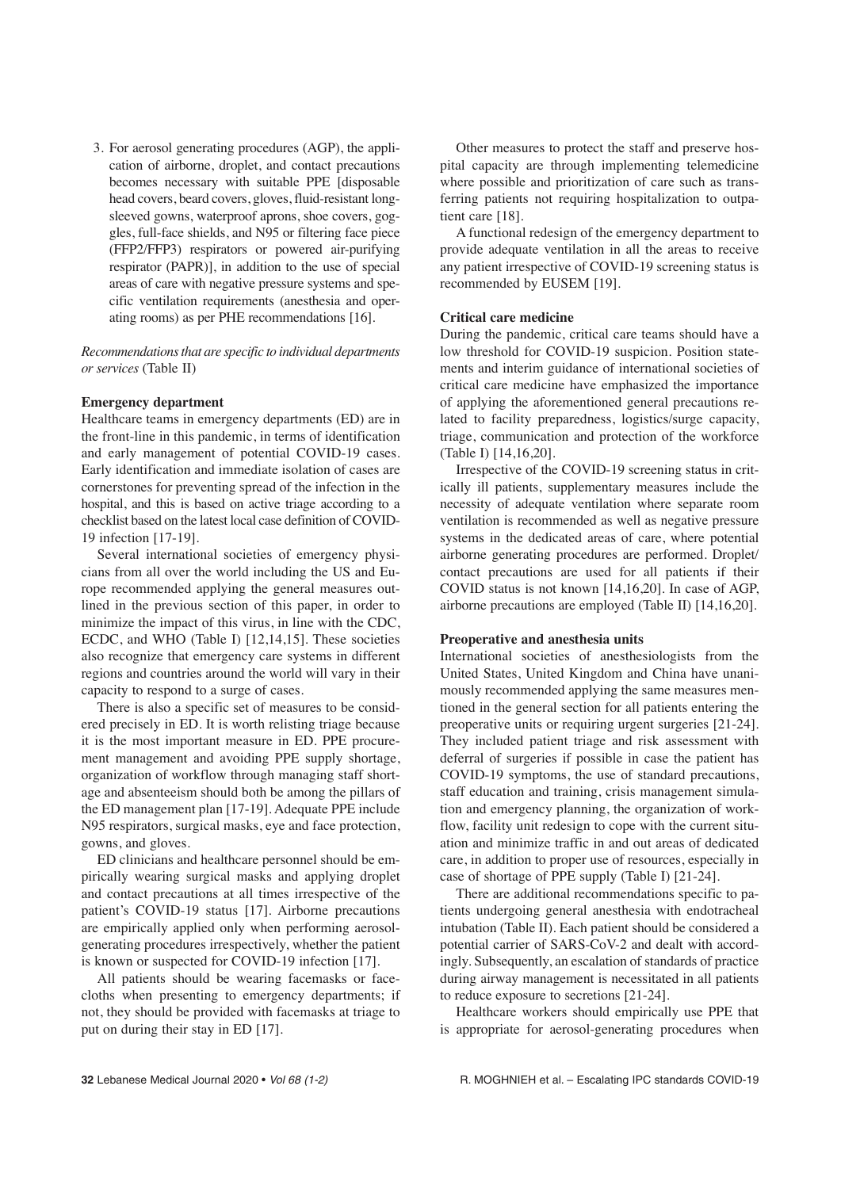3. For aerosol generating procedures (AGP), the application of airborne, droplet, and contact precautions becomes necessary with suitable PPE [disposable head covers, beard covers, gloves, fluid-resistant long-sleeved gowns, waterproof aprons, shoe covers, goggles, full-face shields, and N95 or filtering face piece (FFP2/FFP3) respirators or powered air-purifying respirator (PAPR)], in addition to the use of special areas of care with negative pressure systems and specific ventilation requirements (anesthesia and operating rooms) as per PHE recommendations [16].

*Recommendations that are specific to individual departments or services* (Table II)

**Emergency department**

Healthcare teams in emergency departments (ED) are in the front-line in this pandemic, in terms of identification and early management of potential COVID-19 cases. Early identification and immediate isolation of cases are cornerstones for preventing spread of the infection in the hospital, and this is based on active triage according to a checklist based on the latest local case definition of COVID-19 infection [17-19].

Several international societies of emergency physicians from all over the world including the US and Europe recommended applying the general measures outlined in the previous section of this paper, in order to minimize the impact of this virus, in line with the CDC, ECDC, and WHO (Table I) [12,14,15]. These societies also recognize that emergency care systems in different regions and countries around the world will vary in their capacity to respond to a surge of cases.

There is also a specific set of measures to be considered precisely in ED. It is worth relisting triage because it is the most important measure in ED. PPE procurement management and avoiding PPE supply shortage, organization of workflow through managing staff shortage and absenteeism should both be among the pillars of the ED management plan [17-19]. Adequate PPE include N95 respirators, surgical masks, eye and face protection, gowns, and gloves.

ED clinicians and healthcare personnel should be empirically wearing surgical masks and applying droplet and contact precautions at all times irrespective of the patient's COVID-19 status [17]. Airborne precautions are empirically applied only when performing aerosol-generating procedures irrespectively, whether the patient is known or suspected for COVID-19 infection [17].

All patients should be wearing facemasks or facecloths when presenting to emergency departments; if not, they should be provided with facemasks at triage to put on during their stay in ED [17].

Other measures to protect the staff and preserve hospital capacity are through implementing telemedicine where possible and prioritization of care such as transferring patients not requiring hospitalization to outpatient care [18].

A functional redesign of the emergency department to provide adequate ventilation in all the areas to receive any patient irrespective of COVID-19 screening status is recommended by EUSEM [19].

**Critical care medicine**

During the pandemic, critical care teams should have a low threshold for COVID-19 suspicion. Position statements and interim guidance of international societies of critical care medicine have emphasized the importance of applying the aforementioned general precautions related to facility preparedness, logistics/surge capacity, triage, communication and protection of the workforce (Table I) [14,16,20].

Irrespective of the COVID-19 screening status in critically ill patients, supplementary measures include the necessity of adequate ventilation where separate room ventilation is recommended as well as negative pressure systems in the dedicated areas of care, where potential airborne generating procedures are performed. Droplet/contact precautions are used for all patients if their COVID status is not known [14,16,20]. In case of AGP, airborne precautions are employed (Table II) [14,16,20].

**Preoperative and anesthesia units**

International societies of anesthesiologists from the United States, United Kingdom and China have unanimously recommended applying the same measures mentioned in the general section for all patients entering the preoperative units or requiring urgent surgeries [21-24]. They included patient triage and risk assessment with deferral of surgeries if possible in case the patient has COVID-19 symptoms, the use of standard precautions, staff education and training, crisis management simulation and emergency planning, the organization of workflow, facility unit redesign to cope with the current situation and minimize traffic in and out areas of dedicated care, in addition to proper use of resources, especially in case of shortage of PPE supply (Table I) [21-24].

There are additional recommendations specific to patients undergoing general anesthesia with endotracheal intubation (Table II). Each patient should be considered a potential carrier of SARS-CoV-2 and dealt with accordingly. Subsequently, an escalation of standards of practice during airway management is necessitated in all patients to reduce exposure to secretions [21-24].

Healthcare workers should empirically use PPE that is appropriate for aerosol-generating procedures when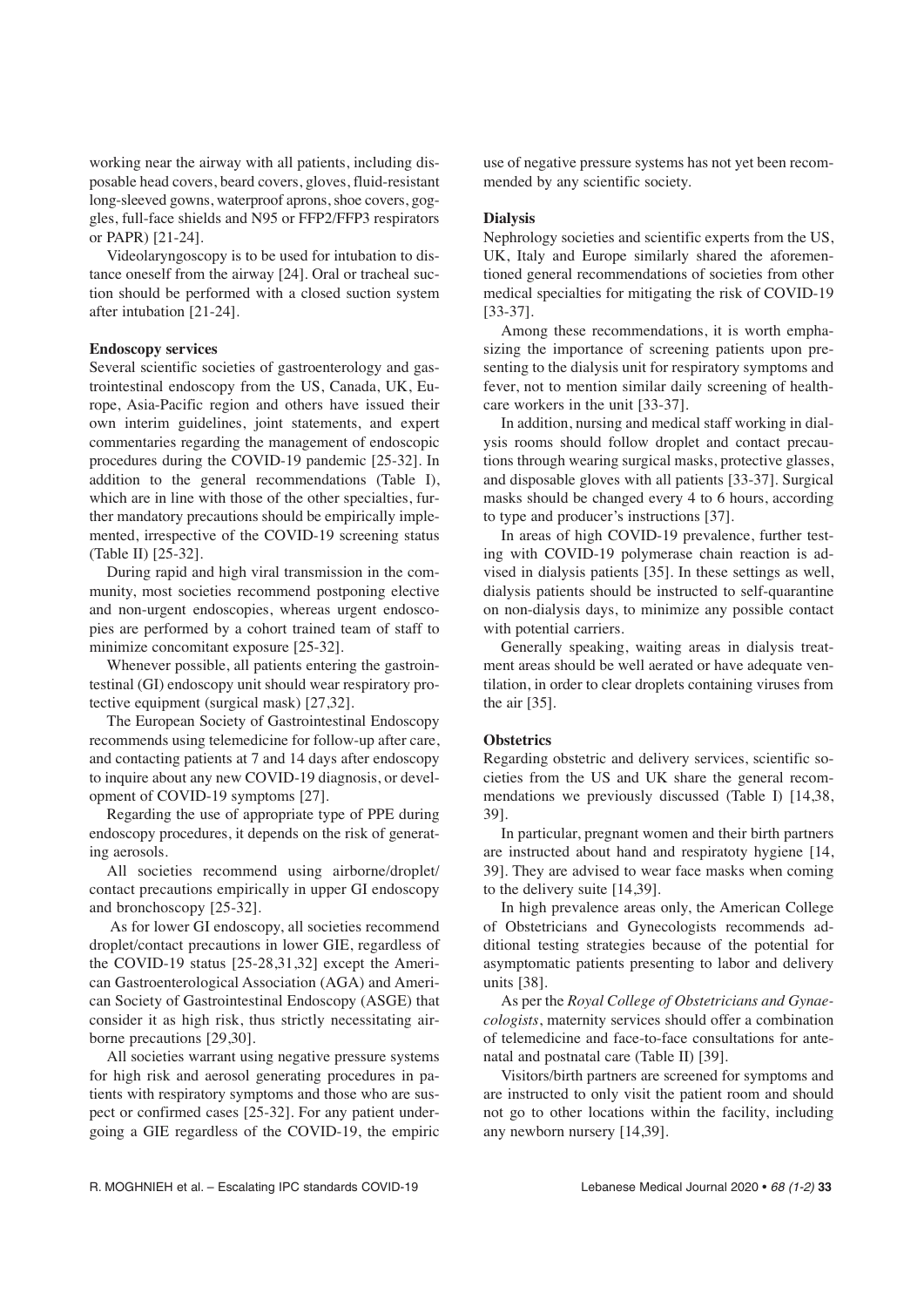working near the airway with all patients, including disposable head covers, beard covers, gloves, fluid-resistant long-sleeved gowns, waterproof aprons, shoe covers, goggles, full-face shields and N95 or FFP2/FFP3 respirators or PAPR) [21-24].

Videolaryngoscopy is to be used for intubation to distance oneself from the airway [24]. Oral or tracheal suction should be performed with a closed suction system after intubation [21-24].

**Endoscopy services**

Several scientific societies of gastroenterology and gastrointestinal endoscopy from the US, Canada, UK, Europe, Asia-Pacific region and others have issued their own interim guidelines, joint statements, and expert commentaries regarding the management of endoscopic procedures during the COVID-19 pandemic [25-32]. In addition to the general recommendations (Table I), which are in line with those of the other specialties, further mandatory precautions should be empirically implemented, irrespective of the COVID-19 screening status (Table II) [25-32].

During rapid and high viral transmission in the community, most societies recommend postponing elective and non-urgent endoscopies, whereas urgent endoscopies are performed by a cohort trained team of staff to minimize concomitant exposure [25-32].

Whenever possible, all patients entering the gastrointestinal (GI) endoscopy unit should wear respiratory protective equipment (surgical mask) [27,32].

The European Society of Gastrointestinal Endoscopy recommends using telemedicine for follow-up after care, and contacting patients at 7 and 14 days after endoscopy to inquire about any new COVID-19 diagnosis, or development of COVID-19 symptoms [27].

Regarding the use of appropriate type of PPE during endoscopy procedures, it depends on the risk of generating aerosols.

All societies recommend using airborne/droplet/contact precautions empirically in upper GI endoscopy and bronchoscopy [25-32].

As for lower GI endoscopy, all societies recommend droplet/contact precautions in lower GIE, regardless of the COVID-19 status [25-28,31,32] except the American Gastroenterological Association (AGA) and American Society of Gastrointestinal Endoscopy (ASGE) that consider it as high risk, thus strictly necessitating airborne precautions [29,30].

All societies warrant using negative pressure systems for high risk and aerosol generating procedures in patients with respiratory symptoms and those who are suspect or confirmed cases [25-32]. For any patient undergoing a GIE regardless of the COVID-19, the empiric use of negative pressure systems has not yet been recommended by any scientific society.

**Dialysis**

Nephrology societies and scientific experts from the US, UK, Italy and Europe similarly shared the aforementioned general recommendations of societies from other medical specialties for mitigating the risk of COVID-19 [33-37].

Among these recommendations, it is worth emphasizing the importance of screening patients upon presenting to the dialysis unit for respiratory symptoms and fever, not to mention similar daily screening of healthcare workers in the unit [33-37].

In addition, nursing and medical staff working in dialysis rooms should follow droplet and contact precautions through wearing surgical masks, protective glasses, and disposable gloves with all patients [33-37]. Surgical masks should be changed every 4 to 6 hours, according to type and producer's instructions [37].

In areas of high COVID-19 prevalence, further testing with COVID-19 polymerase chain reaction is advised in dialysis patients [35]. In these settings as well, dialysis patients should be instructed to self-quarantine on non-dialysis days, to minimize any possible contact with potential carriers.

Generally speaking, waiting areas in dialysis treatment areas should be well aerated or have adequate ventilation, in order to clear droplets containing viruses from the air [35].

**Obstetrics**

Regarding obstetric and delivery services, scientific societies from the US and UK share the general recommendations we previously discussed (Table I) [14,38, 39].

In particular, pregnant women and their birth partners are instructed about hand and respiratoty hygiene [14, 39]. They are advised to wear face masks when coming to the delivery suite [14,39].

In high prevalence areas only, the American College of Obstetricians and Gynecologists recommends additional testing strategies because of the potential for asymptomatic patients presenting to labor and delivery units [38].

As per the *Royal College of Obstetricians and Gynaecologists*, maternity services should offer a combination of telemedicine and face-to-face consultations for antenatal and postnatal care (Table II) [39].

Visitors/birth partners are screened for symptoms and are instructed to only visit the patient room and should not go to other locations within the facility, including any newborn nursery [14,39].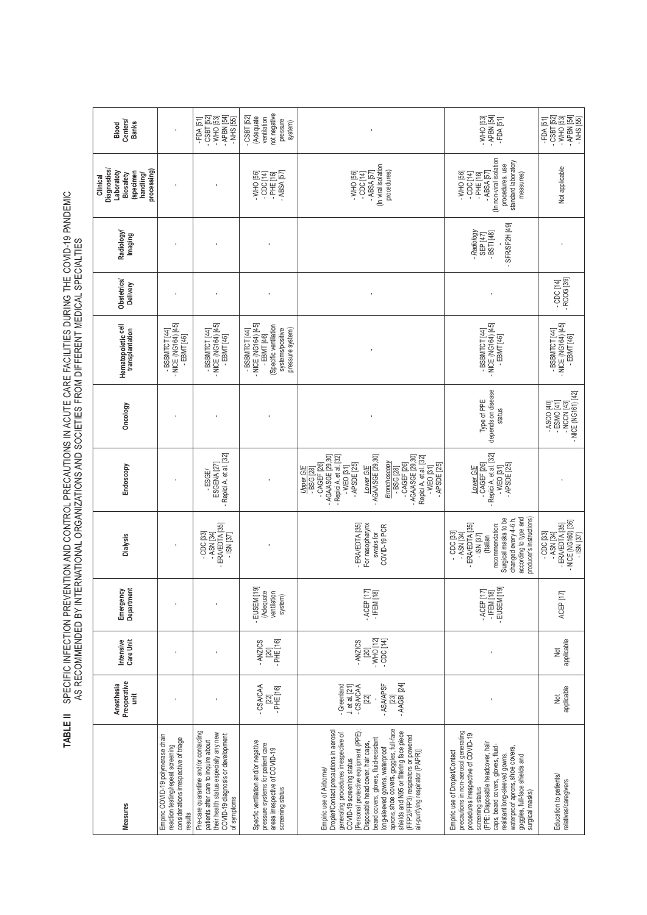**TABLE II** SPECIFIC INFECTION PREVENTION AND CONTROL PRECAUTIONS IN ACUTE CARE FACILITIES DURING THE COVID-19 PANDEMIC AS RECOMMENDED BY INTERNATIONAL ORGANIZATIONS AND SOCIETIES FROM DIFFERENT MEDICAL SPECIALTIES

| Measures | Anesthesia Preoperative unit | Intensive Care Unit | Emergency Department | Dialysis | Endoscopy | Oncology | Hematopoietic cell transplantation | Obstetrics/ Delivery | Radiology/ Imaging | Clinical Diagnostics/ Laboratoty Biosafety (specimen handling/ processing) | Blood Centers/ Banks |
|---|---|---|---|---|---|---|---|---|---|---|---|
| Empiric COVID-19 polymerase chain reaction testing/repeat screening considerations irrespective of triage results | - | - | - | - | - | - | - BSBMTCT [44]<br>- NICE (NG164) [45]<br>- EBMT [46] | - | - | - | - |
| Pre-care quarantine and/or contacting patients after care to inquire about their health status especially any new COVID-19 diagnosis or development of symptoms | - | - | - | - CDC [33]<br>- ASN [34]<br>- ERA/EDTA [35]<br>- ISN [37] | - ESGE/ ESGENA [27]<br>- Repici A. et al. [32] | - | - BSBMTCT [44]<br>- NICE (NG164) [45]<br>- EBMT [46] | - | - | - | - FDA [51]<br>- CSBT [52]<br>- WHO [53]<br>- APBN [54]<br>- NHS [55] |
| Specific ventilation and/or negative pressure systems for patient care areas irrespective of COVID-19 screening status | - CSA/CAA [22]<br>- PHE [16] | - ANZICS [20]<br>- PHE [16] | - EUSEM [19] (Adequate ventilation system) | - | - | - | - BSBMTCT [44]<br>- NICE (NG164) [45]<br>- EBMT [46]<br>(Specific ventilation systems/positive pressure system) | - | - | - WHO [56]<br>- CDC [14]<br>- PHE [16]<br>- ABSA [57] | - CSBT [52]<br>(Adequate ventilation not negative pressure system) |
| Empiric use of Airborne/ Droplet/Contact precautions in aerosol generating procedures irrespective of COVID-19 screening status [Personal protective equipment (PPE): Disposable head cover, hair caps, beard covers, gloves, fluid-resistant long-sleeved gowns, waterproof aprons, shoe covers, goggles, full-face shields and N95 or filtering face piece (FFP2/FFP3) respirators or powered air-purifying respirator (PAPR)] | - Greenland J. et al. [21]<br>- CSA/CAA [22]<br>- ASA/APSF [23]<br>- AAGBI [24] | - ANZICS [20]<br>- WHO [12]<br>- CDC [14] | - ACEP [17]<br>- IFEM [18] | - ERA/EDTA [35]<br>For nasopharynx swabs for COVID-19 PCR | *Upper GIE*<br>- BSG [28]<br>- CAGEF [26]<br>- AGA/ASGE [29,30]<br>- Repici A. et al. [32]<br>- WEO [31]<br>- APSDE [25]<br>*Lower GIE*<br>- AGA/ASGE [29,30]<br>*Bronchoscopy*<br>- BSG [28]<br>- CAGEF [26]<br>- AGA/ASGE [29,30]<br>Repici A. et al. [32]<br>- WEO [31]<br>- APSDE [25] | - | - | - | | - WHO [56]<br>- CDC [14]<br>- ABSA [57]<br>(In viral isolation procedures) | - |
| Empiric use of Droplet/Contact precautions in non-aerosol generating procedures irrespective of COVID-19 screening status (PPE: Disposable headcover, hair caps, beard covers, gloves, fluid-resistant long-sleeved gowns, waterproof aprons, shoe covers, goggles, full-face shields and surgical masks) | - | - | - ACEP [17]<br>- IFEM [18]<br>- EUSEM [19] | - CDC [33]<br>- ASN [34]<br>- ERA/EDTA [35]<br>- ISN [37]<br>(Italian recommendation: Surgical masks to be changed every 4-6 h, according to type and producer's instructions) | *Lower GIE*<br>- CAGEF [26]<br>- Repici A. et al. [32]<br>- WEO [31]<br>- APSDE [25] | Type of PPE depends on disease status | - BSBMTCT [44]<br>- NICE (NG164) [45]<br>- EBMT [46] | - | *- Radiology*<br>SEP [47]<br>- BSTI [48]<br>-<br>SFR/SF2H [49] | - WHO [56]<br>- CDC [14]<br>- PHE [16]<br>- ABSA [57]<br>(In non-viral isolation procedures, use standard laboratory measures) | - WHO [53]<br>- APBN [54]<br>- FDA [51] |
| Education to patients/ relatives/caregivers | Not applicable | Not applicable | ACEP [17] | - CDC [33]<br>- ASN [34]<br>- ERA/EDTA [35]<br>- NICE (NG160) [36]<br>- ISN [37] | - | - ASCO [40]<br>- ESMO [41]<br>- NCCN [43]<br>- NICE (NG161) [42] | - BSBMTCT [44]<br>- NICE (NG164) [45]<br>- EBMT [46] | - CDC [14]<br>- RCOG [39] | - | Not applicable | - FDA [51]<br>- CSBT [52]<br>- WHO [53]<br>- APBN [54]<br>- NHS [55] |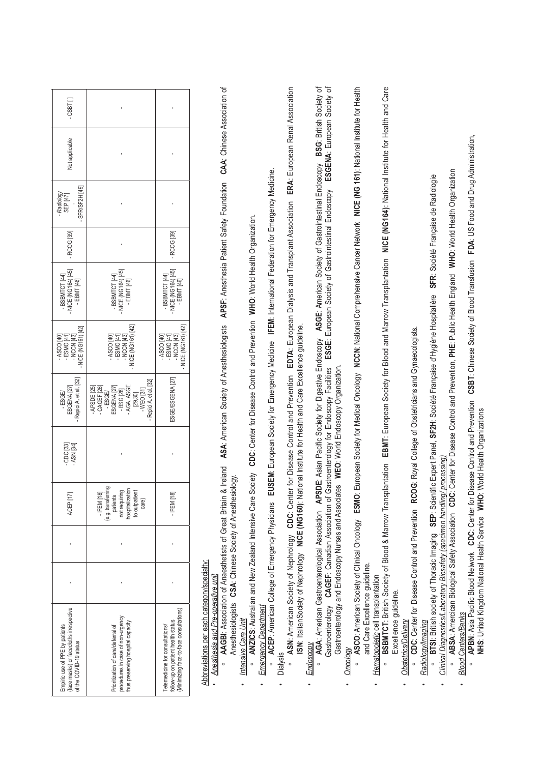| | | | | | | | | | | | |
|---|---|---|---|---|---|---|---|---|---|---|---|
| Empiric use of PPE by patients (face masks) or facecloths irrespective of the COVID-19 status | - | - | ACEP [17] | - CDC [33] - ASN [34] | - ESGE/ ESGENA [27] - Repici A. et al. [32] | - ASCO [40] - ESMO [41] - NCCN [43] - NICE (NG161) [42] | - BSBMTCT [44] - NICE (NG164) [45] - EBMT [46] | - RCOG [39] | - *Radiology* SEP [47] - SFR/SF2H [49] | Not applicable | - CSBT [ ] |
| Prioritization of care/deferral of procedures in case of non-urgency thus preserving hospital capacity | - | - | - IFEM [18] (e.g. transferring patients not requiring hospitalization to outpatient care) | - | - APSDE [25] - CAGEF [26] - ESGE/ ESGENA [27] - BSG [28] - AGA, ASGE [29,30] - WEO [31] - Repici A. et al. [32] | - ASCO [40] - ESMO [41] - NCCN [43] - NICE (NG161) [42] | - BSBMTCT [44] - NICE (NG164) [45] - EBMT [46] | - | - | - | - |
| Telemedicine for consultations/ follow-up on patient health status (Minimizing face-to-face consultations) | - | - | - IFEM [18] | - | ESGE/ESGENA [27] | - ASCO [40] - ESMO [41] - NCCN [43] - NICE (NG161) [42] | - BSBMTCT [44] - NICE (NG164) [45] - EBMT [46] | - RCOG [39] | - | - | - |

Abbreviations per each category/specialty:

- *Anesthesia and Pre-operative unit*
  - **AAGBI**: Association of Anaesthetists of Great Britain & Ireland **ASA**: American Society of Anesthesiologists **APSF**: Anesthesia Patient Safety Foundation **CAA**: Chinese Association of Anesthesiologists **CSA**: Chinese Society of Anesthesiology.
- *Intensive Care Unit*
  - **ANZICS**: Australian and New Zealand Intensive Care Society **CDC**: Center for Disease Control and Prevention **WHO**: World Health Organization.
- *Emergency Department*
  - **ACEP**: American College of Emergency Physicians **EUSEM**: European Society for Emergency Medicine **IFEM**: International Federation for Emergency Medicine.
- Dialysis
  - **ASN**: American Society of Nephrology **CDC**: Center for Disease Control and Prevention **EDTA**: European Dialysis and Transplant Association **ERA**: European Renal Association **ISN**: Italian Society of Nephrology **NICE (NG160)**: National Institute for Health and Care Excellence guideline.
- *Endoscopy*
  - **AGA**: American Gastroenterological Association **APSDE**: Asian Pacific Society for Digestive Endoscopy **ASGE**: American Society of Gastrointestinal Endoscopy **BSG**: British Society of Gastroenterology **CAGEF**: Canadian Association of Gastroenterology for Endoscopy Facilities **ESGE**: European Society of Gastrointestinal Endoscopy **ESGENA**: European Society of Gastroenterology and Endoscopy Nurses and Associates **WEO**: World Endoscopy Organization.
- *Oncology*
  - **ASCO**: American Society of Clinical Oncology **ESMO**: European Society for Medical Oncology **NCCN**: National Comprehensive Cancer Network **NICE (NG 161)**: National Institute for Health and Care Excellence guideline.
- *Hematopoietic* cell transplantation
  - **BSBMTCT**: British Society of Blood & Marrow Transplantation **EBMT**: European Society for Blood and Marrow Transplantation **NICE (NG164)**: National Institute for Health and Care Excellence guideline.
- *Obstetrics/Delivery*
  - **CDC**: Center for Disease Control and Prevention **RCOG**: Royal College of Obstetricians and Gynaecologists.
- *Radiology/Imaging*
  - **BTSI**: British society of Thoracic Imaging **SEP**: Scientific Expert Panel, **SF2H**: Société Française d'Hygiène Hospitalière **SFR**: Société Française de Radiologie
- *Clinical Diagnostics/Laboratory Biosafety (specimen handling/ processing)*
  - **ABSA**: American Biological Safety Association **CDC**: Center for Disease Control and Prevention, **PHE**: Public Health England **WHO**: World Health Organization
- *Blood Centers/Banks*
  - **APBN**: Asia Pacific Blood Network **CDC**: Center for Disease Control and Prevention **CSBT**: Chinese Society of Blood Transfusion **FDA**: US Food and Drug Administration, **NHS**: United Kingdom National Health Service **WHO**: World Health Organizations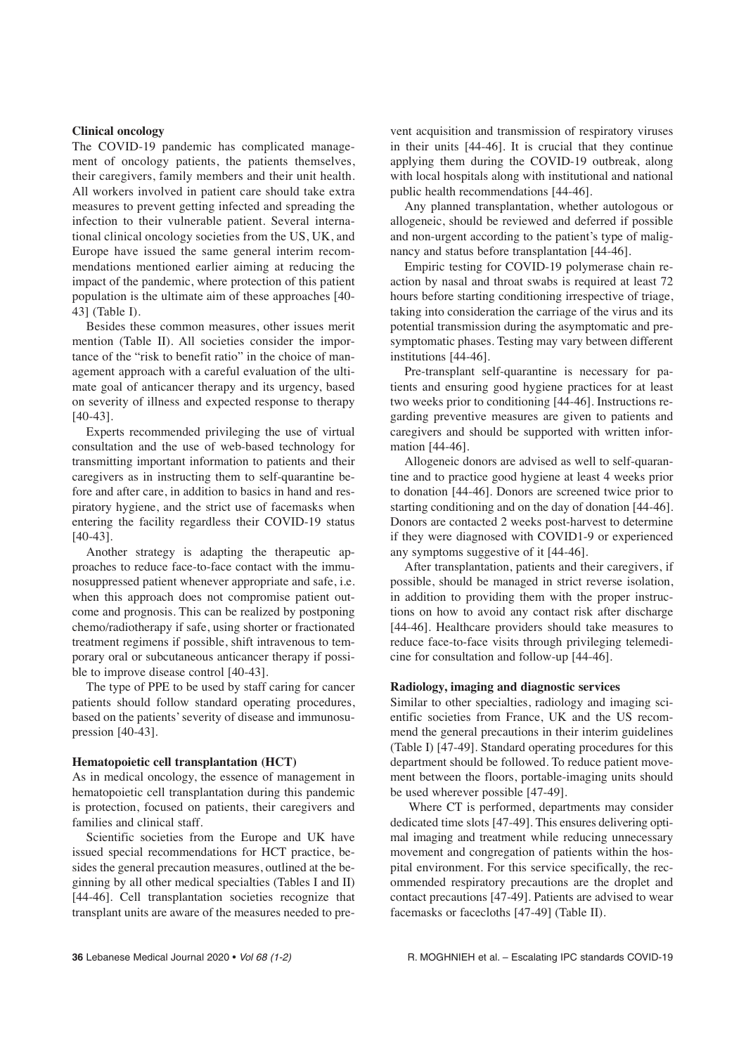### Clinical oncology

The COVID-19 pandemic has complicated management of oncology patients, the patients themselves, their caregivers, family members and their unit health. All workers involved in patient care should take extra measures to prevent getting infected and spreading the infection to their vulnerable patient. Several international clinical oncology societies from the US, UK, and Europe have issued the same general interim recommendations mentioned earlier aiming at reducing the impact of the pandemic, where protection of this patient population is the ultimate aim of these approaches [40-43] (Table I).

Besides these common measures, other issues merit mention (Table II). All societies consider the importance of the "risk to benefit ratio" in the choice of management approach with a careful evaluation of the ultimate goal of anticancer therapy and its urgency, based on severity of illness and expected response to therapy [40-43].

Experts recommended privileging the use of virtual consultation and the use of web-based technology for transmitting important information to patients and their caregivers as in instructing them to self-quarantine before and after care, in addition to basics in hand and respiratory hygiene, and the strict use of facemasks when entering the facility regardless their COVID-19 status [40-43].

Another strategy is adapting the therapeutic approaches to reduce face-to-face contact with the immunosuppressed patient whenever appropriate and safe, i.e. when this approach does not compromise patient outcome and prognosis. This can be realized by postponing chemo/radiotherapy if safe, using shorter or fractionated treatment regimens if possible, shift intravenous to temporary oral or subcutaneous anticancer therapy if possible to improve disease control [40-43].

The type of PPE to be used by staff caring for cancer patients should follow standard operating procedures, based on the patients' severity of disease and immunosupression [40-43].

### Hematopoietic cell transplantation (HCT)

As in medical oncology, the essence of management in hematopoietic cell transplantation during this pandemic is protection, focused on patients, their caregivers and families and clinical staff.

Scientific societies from the Europe and UK have issued special recommendations for HCT practice, besides the general precaution measures, outlined at the beginning by all other medical specialties (Tables I and II) [44-46]. Cell transplantation societies recognize that transplant units are aware of the measures needed to prevent acquisition and transmission of respiratory viruses in their units [44-46]. It is crucial that they continue applying them during the COVID-19 outbreak, along with local hospitals along with institutional and national public health recommendations [44-46].

Any planned transplantation, whether autologous or allogeneic, should be reviewed and deferred if possible and non-urgent according to the patient's type of malignancy and status before transplantation [44-46].

Empiric testing for COVID-19 polymerase chain reaction by nasal and throat swabs is required at least 72 hours before starting conditioning irrespective of triage, taking into consideration the carriage of the virus and its potential transmission during the asymptomatic and presymptomatic phases. Testing may vary between different institutions [44-46].

Pre-transplant self-quarantine is necessary for patients and ensuring good hygiene practices for at least two weeks prior to conditioning [44-46]. Instructions regarding preventive measures are given to patients and caregivers and should be supported with written information [44-46].

Allogeneic donors are advised as well to self-quarantine and to practice good hygiene at least 4 weeks prior to donation [44-46]. Donors are screened twice prior to starting conditioning and on the day of donation [44-46]. Donors are contacted 2 weeks post-harvest to determine if they were diagnosed with COVID1-9 or experienced any symptoms suggestive of it [44-46].

After transplantation, patients and their caregivers, if possible, should be managed in strict reverse isolation, in addition to providing them with the proper instructions on how to avoid any contact risk after discharge [44-46]. Healthcare providers should take measures to reduce face-to-face visits through privileging telemedicine for consultation and follow-up [44-46].

### Radiology, imaging and diagnostic services

Similar to other specialties, radiology and imaging scientific societies from France, UK and the US recommend the general precautions in their interim guidelines (Table I) [47-49]. Standard operating procedures for this department should be followed. To reduce patient movement between the floors, portable-imaging units should be used wherever possible [47-49].

Where CT is performed, departments may consider dedicated time slots [47-49]. This ensures delivering optimal imaging and treatment while reducing unnecessary movement and congregation of patients within the hospital environment. For this service specifically, the recommended respiratory precautions are the droplet and contact precautions [47-49]. Patients are advised to wear facemasks or facecloths [47-49] (Table II).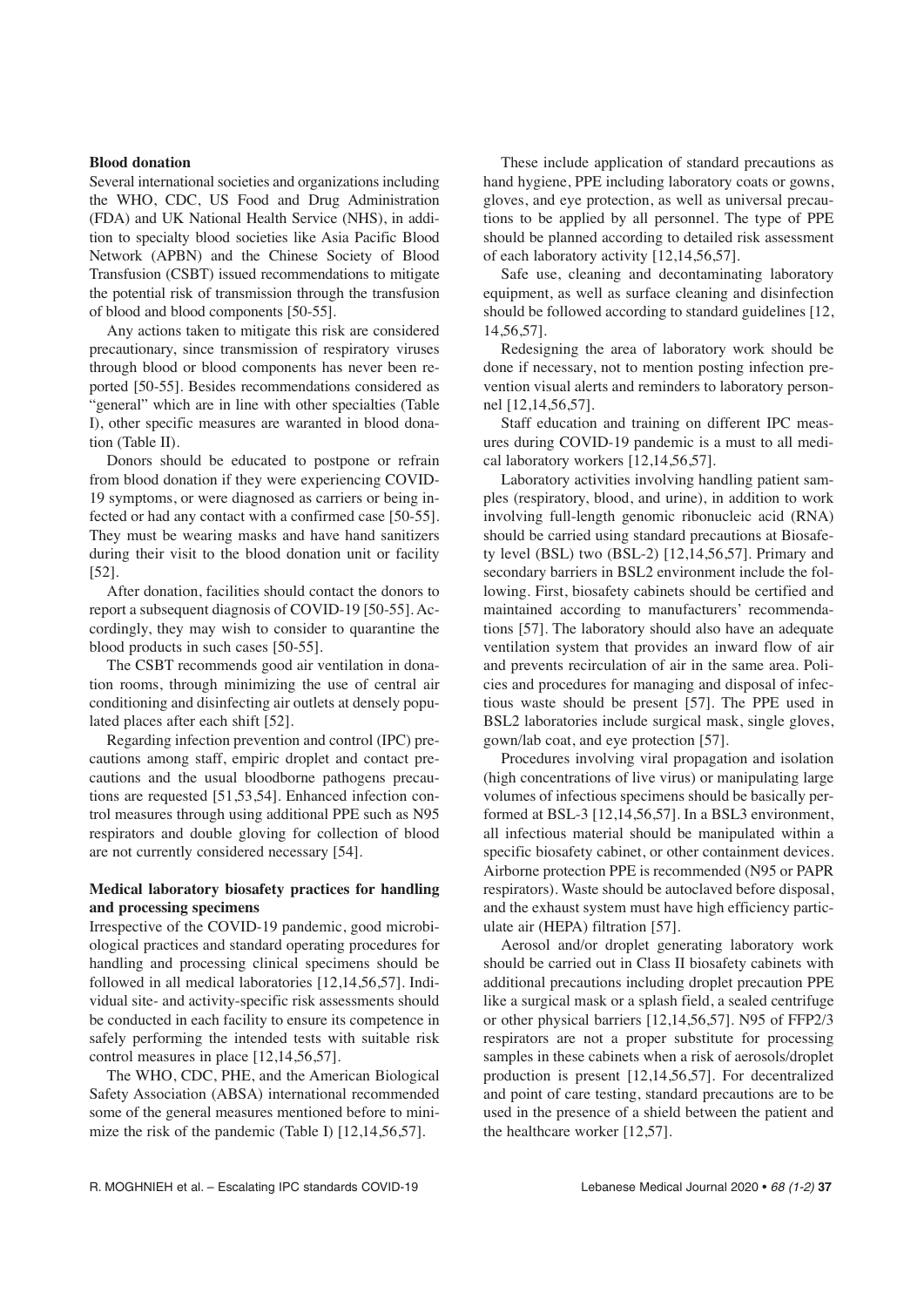**Blood donation**

Several international societies and organizations including the WHO, CDC, US Food and Drug Administration (FDA) and UK National Health Service (NHS), in addition to specialty blood societies like Asia Pacific Blood Network (APBN) and the Chinese Society of Blood Transfusion (CSBT) issued recommendations to mitigate the potential risk of transmission through the transfusion of blood and blood components [50-55].

Any actions taken to mitigate this risk are considered precautionary, since transmission of respiratory viruses through blood or blood components has never been reported [50-55]. Besides recommendations considered as "general" which are in line with other specialties (Table I), other specific measures are waranted in blood donation (Table II).

Donors should be educated to postpone or refrain from blood donation if they were experiencing COVID-19 symptoms, or were diagnosed as carriers or being infected or had any contact with a confirmed case [50-55]. They must be wearing masks and have hand sanitizers during their visit to the blood donation unit or facility [52].

After donation, facilities should contact the donors to report a subsequent diagnosis of COVID-19 [50-55]. Accordingly, they may wish to consider to quarantine the blood products in such cases [50-55].

The CSBT recommends good air ventilation in donation rooms, through minimizing the use of central air conditioning and disinfecting air outlets at densely populated places after each shift [52].

Regarding infection prevention and control (IPC) precautions among staff, empiric droplet and contact precautions and the usual bloodborne pathogens precautions are requested [51,53,54]. Enhanced infection control measures through using additional PPE such as N95 respirators and double gloving for collection of blood are not currently considered necessary [54].

**Medical laboratory biosafety practices for handling and processing specimens**

Irrespective of the COVID-19 pandemic, good microbiological practices and standard operating procedures for handling and processing clinical specimens should be followed in all medical laboratories [12,14,56,57]. Individual site- and activity-specific risk assessments should be conducted in each facility to ensure its competence in safely performing the intended tests with suitable risk control measures in place [12,14,56,57].

The WHO, CDC, PHE, and the American Biological Safety Association (ABSA) international recommended some of the general measures mentioned before to minimize the risk of the pandemic (Table I) [12,14,56,57].

These include application of standard precautions as hand hygiene, PPE including laboratory coats or gowns, gloves, and eye protection, as well as universal precautions to be applied by all personnel. The type of PPE should be planned according to detailed risk assessment of each laboratory activity [12,14,56,57].

Safe use, cleaning and decontaminating laboratory equipment, as well as surface cleaning and disinfection should be followed according to standard guidelines [12, 14,56,57].

Redesigning the area of laboratory work should be done if necessary, not to mention posting infection prevention visual alerts and reminders to laboratory personnel [12,14,56,57].

Staff education and training on different IPC measures during COVID-19 pandemic is a must to all medical laboratory workers [12,14,56,57].

Laboratory activities involving handling patient samples (respiratory, blood, and urine), in addition to work involving full-length genomic ribonucleic acid (RNA) should be carried using standard precautions at Biosafety level (BSL) two (BSL-2) [12,14,56,57]. Primary and secondary barriers in BSL2 environment include the following. First, biosafety cabinets should be certified and maintained according to manufacturers' recommendations [57]. The laboratory should also have an adequate ventilation system that provides an inward flow of air and prevents recirculation of air in the same area. Policies and procedures for managing and disposal of infectious waste should be present [57]. The PPE used in BSL2 laboratories include surgical mask, single gloves, gown/lab coat, and eye protection [57].

Procedures involving viral propagation and isolation (high concentrations of live virus) or manipulating large volumes of infectious specimens should be basically performed at BSL-3 [12,14,56,57]. In a BSL3 environment, all infectious material should be manipulated within a specific biosafety cabinet, or other containment devices. Airborne protection PPE is recommended (N95 or PAPR respirators). Waste should be autoclaved before disposal, and the exhaust system must have high efficiency particulate air (HEPA) filtration [57].

Aerosol and/or droplet generating laboratory work should be carried out in Class II biosafety cabinets with additional precautions including droplet precaution PPE like a surgical mask or a splash field, a sealed centrifuge or other physical barriers [12,14,56,57]. N95 of FFP2/3 respirators are not a proper substitute for processing samples in these cabinets when a risk of aerosols/droplet production is present [12,14,56,57]. For decentralized and point of care testing, standard precautions are to be used in the presence of a shield between the patient and the healthcare worker [12,57].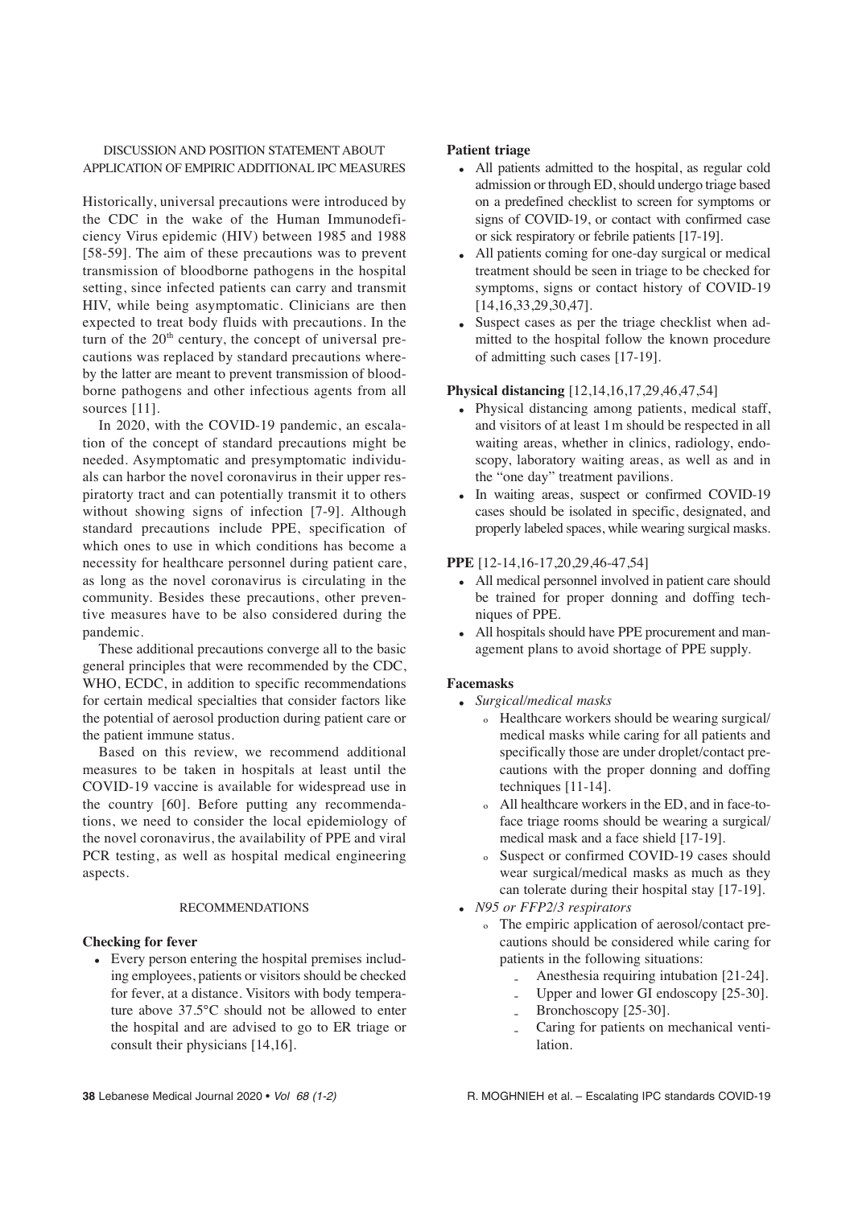## DISCUSSION AND POSITION STATEMENT ABOUT APPLICATION OF EMPIRIC ADDITIONAL IPC MEASURES

Historically, universal precautions were introduced by the CDC in the wake of the Human Immunodeficiency Virus epidemic (HIV) between 1985 and 1988 [58-59]. The aim of these precautions was to prevent transmission of bloodborne pathogens in the hospital setting, since infected patients can carry and transmit HIV, while being asymptomatic. Clinicians are then expected to treat body fluids with precautions. In the turn of the 20[th] century, the concept of universal precautions was replaced by standard precautions whereby the latter are meant to prevent transmission of bloodborne pathogens and other infectious agents from all sources [11].

In 2020, with the COVID-19 pandemic, an escalation of the concept of standard precautions might be needed. Asymptomatic and presymptomatic individuals can harbor the novel coronavirus in their upper respiratorty tract and can potentially transmit it to others without showing signs of infection [7-9]. Although standard precautions include PPE, specification of which ones to use in which conditions has become a necessity for healthcare personnel during patient care, as long as the novel coronavirus is circulating in the community. Besides these precautions, other preventive measures have to be also considered during the pandemic.

These additional precautions converge all to the basic general principles that were recommended by the CDC, WHO, ECDC, in addition to specific recommendations for certain medical specialties that consider factors like the potential of aerosol production during patient care or the patient immune status.

Based on this review, we recommend additional measures to be taken in hospitals at least until the COVID-19 vaccine is available for widespread use in the country [60]. Before putting any recommendations, we need to consider the local epidemiology of the novel coronavirus, the availability of PPE and viral PCR testing, as well as hospital medical engineering aspects.

## RECOMMENDATIONS

**Checking for fever**

- Every person entering the hospital premises including employees, patients or visitors should be checked for fever, at a distance. Visitors with body temperature above 37.5°C should not be allowed to enter the hospital and are advised to go to ER triage or consult their physicians [14,16].

**Patient triage**

- All patients admitted to the hospital, as regular cold admission or through ED, should undergo triage based on a predefined checklist to screen for symptoms or signs of COVID-19, or contact with confirmed case or sick respiratory or febrile patients [17-19].
- All patients coming for one-day surgical or medical treatment should be seen in triage to be checked for symptoms, signs or contact history of COVID-19 [14,16,33,29,30,47].
- Suspect cases as per the triage checklist when admitted to the hospital follow the known procedure of admitting such cases [17-19].

**Physical distancing** [12,14,16,17,29,46,47,54]

- Physical distancing among patients, medical staff, and visitors of at least 1 m should be respected in all waiting areas, whether in clinics, radiology, endoscopy, laboratory waiting areas, as well as and in the "one day" treatment pavilions.
- In waiting areas, suspect or confirmed COVID-19 cases should be isolated in specific, designated, and properly labeled spaces, while wearing surgical masks.

**PPE** [12-14,16-17,20,29,46-47,54]

- All medical personnel involved in patient care should be trained for proper donning and doffing techniques of PPE.
- All hospitals should have PPE procurement and management plans to avoid shortage of PPE supply.

**Facemasks**

- *Surgical/medical masks*
  - Healthcare workers should be wearing surgical/medical masks while caring for all patients and specifically those are under droplet/contact precautions with the proper donning and doffing techniques [11-14].
  - All healthcare workers in the ED, and in face-to-face triage rooms should be wearing a surgical/medical mask and a face shield [17-19].
  - Suspect or confirmed COVID-19 cases should wear surgical/medical masks as much as they can tolerate during their hospital stay [17-19].
- *N95 or FFP2/3 respirators*
  - The empiric application of aerosol/contact precautions should be considered while caring for patients in the following situations:
    - Anesthesia requiring intubation [21-24].
    - Upper and lower GI endoscopy [25-30].
    - Bronchoscopy [25-30].
    - Caring for patients on mechanical ventilation.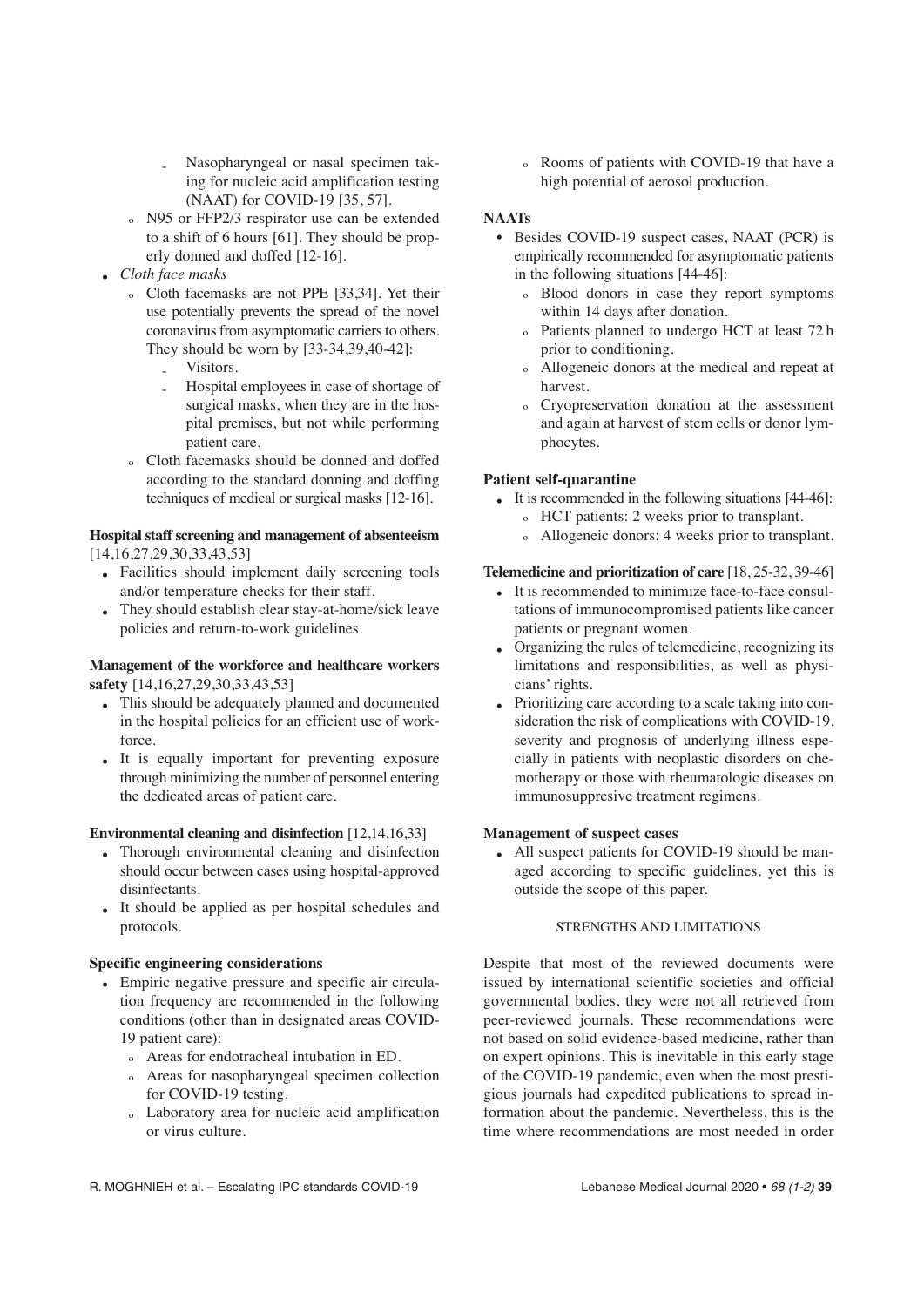- Nasopharyngeal or nasal specimen taking for nucleic acid amplification testing (NAAT) for COVID-19 [35, 57].
  - N95 or FFP2/3 respirator use can be extended to a shift of 6 hours [61]. They should be properly donned and doffed [12-16].
- *Cloth face masks*
  - Cloth facemasks are not PPE [33,34]. Yet their use potentially prevents the spread of the novel coronavirus from asymptomatic carriers to others. They should be worn by [33-34,39,40-42]:
    - Visitors.
    - Hospital employees in case of shortage of surgical masks, when they are in the hospital premises, but not while performing patient care.
  - Cloth facemasks should be donned and doffed according to the standard donning and doffing techniques of medical or surgical masks [12-16].

**Hospital staff screening and management of absenteeism** [14,16,27,29,30,33,43,53]

- Facilities should implement daily screening tools and/or temperature checks for their staff.
- They should establish clear stay-at-home/sick leave policies and return-to-work guidelines.

**Management of the workforce and healthcare workers safety** [14,16,27,29,30,33,43,53]

- This should be adequately planned and documented in the hospital policies for an efficient use of workforce.
- It is equally important for preventing exposure through minimizing the number of personnel entering the dedicated areas of patient care.

**Environmental cleaning and disinfection** [12,14,16,33]

- Thorough environmental cleaning and disinfection should occur between cases using hospital-approved disinfectants.
- It should be applied as per hospital schedules and protocols.

**Specific engineering considerations**

- Empiric negative pressure and specific air circulation frequency are recommended in the following conditions (other than in designated areas COVID-19 patient care):
  - Areas for endotracheal intubation in ED.
  - Areas for nasopharyngeal specimen collection for COVID-19 testing.
  - Laboratory area for nucleic acid amplification or virus culture.
  - Rooms of patients with COVID-19 that have a high potential of aerosol production.

**NAATs**

- Besides COVID-19 suspect cases, NAAT (PCR) is empirically recommended for asymptomatic patients in the following situations [44-46]:
  - Blood donors in case they report symptoms within 14 days after donation.
  - Patients planned to undergo HCT at least 72 h prior to conditioning.
  - Allogeneic donors at the medical and repeat at harvest.
  - Cryopreservation donation at the assessment and again at harvest of stem cells or donor lymphocytes.

**Patient self-quarantine**

- It is recommended in the following situations [44-46]:
  - HCT patients: 2 weeks prior to transplant.
  - Allogeneic donors: 4 weeks prior to transplant.

**Telemedicine and prioritization of care** [18, 25-32, 39-46]

- It is recommended to minimize face-to-face consultations of immunocompromised patients like cancer patients or pregnant women.
- Organizing the rules of telemedicine, recognizing its limitations and responsibilities, as well as physicians' rights.
- Prioritizing care according to a scale taking into consideration the risk of complications with COVID-19, severity and prognosis of underlying illness especially in patients with neoplastic disorders on chemotherapy or those with rheumatologic diseases on immunosuppresive treatment regimens.

**Management of suspect cases**

- All suspect patients for COVID-19 should be managed according to specific guidelines, yet this is outside the scope of this paper.

## STRENGTHS AND LIMITATIONS

Despite that most of the reviewed documents were issued by international scientific societies and official governmental bodies, they were not all retrieved from peer-reviewed journals. These recommendations were not based on solid evidence-based medicine, rather than on expert opinions. This is inevitable in this early stage of the COVID-19 pandemic, even when the most prestigious journals had expedited publications to spread information about the pandemic. Nevertheless, this is the time where recommendations are most needed in order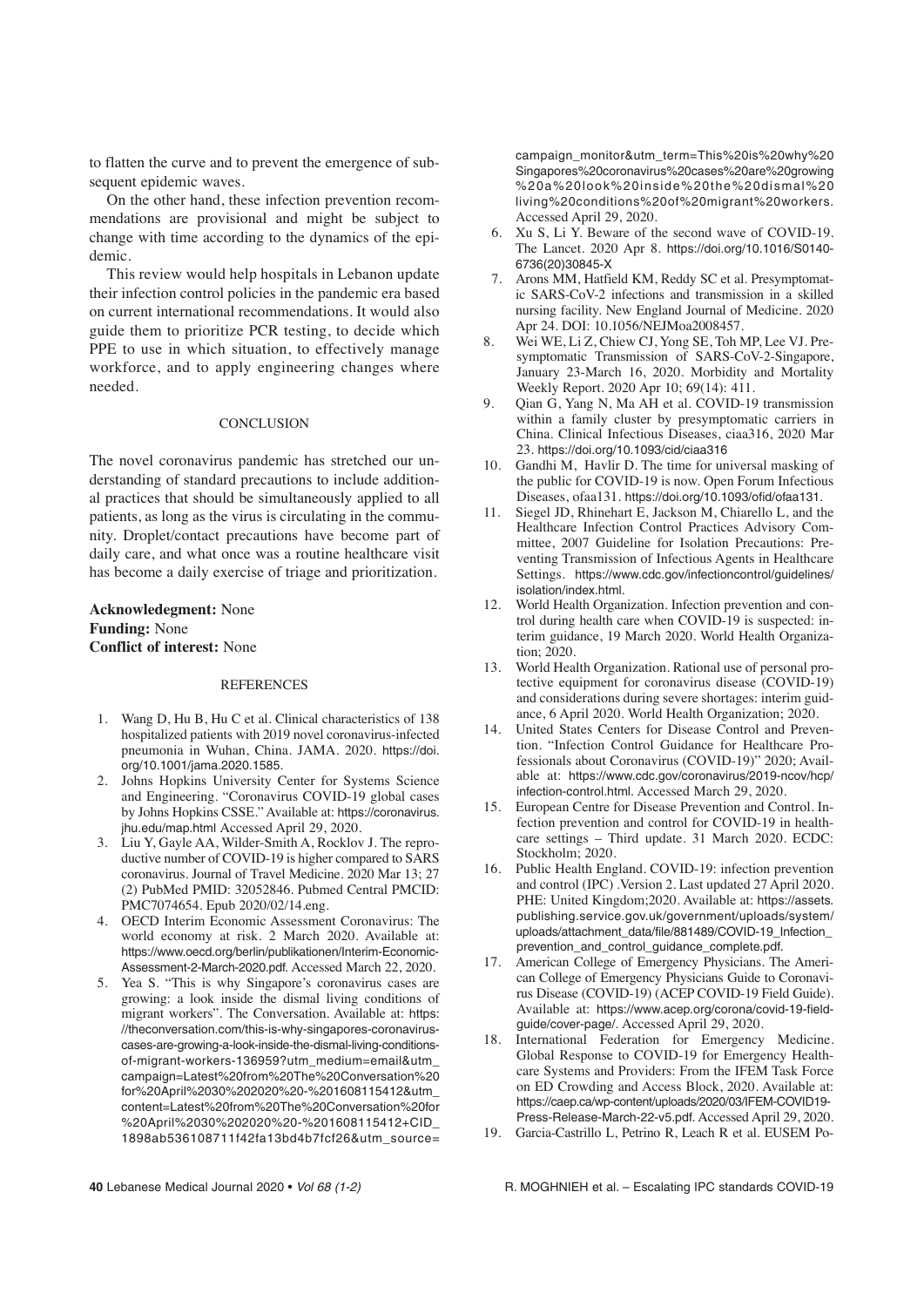to flatten the curve and to prevent the emergence of subsequent epidemic waves.

On the other hand, these infection prevention recommendations are provisional and might be subject to change with time according to the dynamics of the epidemic.

This review would help hospitals in Lebanon update their infection control policies in the pandemic era based on current international recommendations. It would also guide them to prioritize PCR testing, to decide which PPE to use in which situation, to effectively manage workforce, and to apply engineering changes where needed.

## CONCLUSION

The novel coronavirus pandemic has stretched our understanding of standard precautions to include additional practices that should be simultaneously applied to all patients, as long as the virus is circulating in the community. Droplet/contact precautions have become part of daily care, and what once was a routine healthcare visit has become a daily exercise of triage and prioritization.

**Acknowledgement:** None
**Funding:** None
**Conflict of interest:** None

## REFERENCES

1. Wang D, Hu B, Hu C et al. Clinical characteristics of 138 hospitalized patients with 2019 novel coronavirus-infected pneumonia in Wuhan, China. JAMA. 2020. https://doi.org/10.1001/jama.2020.1585.
2. Johns Hopkins University Center for Systems Science and Engineering. "Coronavirus COVID-19 global cases by Johns Hopkins CSSE." Available at: https://coronavirus.jhu.edu/map.html Accessed April 29, 2020.
3. Liu Y, Gayle AA, Wilder-Smith A, Rocklov J. The reproductive number of COVID-19 is higher compared to SARS coronavirus. Journal of Travel Medicine. 2020 Mar 13; 27 (2) PubMed PMID: 32052846. Pubmed Central PMCID: PMC7074654. Epub 2020/02/14.eng.
4. OECD Interim Economic Assessment Coronavirus: The world economy at risk. 2 March 2020. Available at: https://www.oecd.org/berlin/publikationen/Interim-Economic-Assessment-2-March-2020.pdf. Accessed March 22, 2020.
5. Yea S. "This is why Singapore's coronavirus cases are growing: a look inside the dismal living conditions of migrant workers". The Conversation. Available at: https://theconversation.com/this-is-why-singapores-coronavirus-cases-are-growing-a-look-inside-the-dismal-living-conditions-of-migrant-workers-136959?utm_medium=email&utm_campaign=Latest%20from%20The%20Conversation%20for%20April%2030%202020%20-%201608115412&utm_content=Latest%20from%20The%20Conversation%20for%20April%2030%202020%20-%201608115412+CID_1898ab536108711f42fa13bd4b7fcf26&utm_source=campaign_monitor&utm_term=This%20is%20why%20Singapores%20coronavirus%20cases%20are%20growing%20a%20look%20inside%20the%20dismal%20living%20conditions%20of%20migrant%20workers. Accessed April 29, 2020.
6. Xu S, Li Y. Beware of the second wave of COVID-19. The Lancet. 2020 Apr 8. https://doi.org/10.1016/S0140-6736(20)30845-X
7. Arons MM, Hatfield KM, Reddy SC et al. Presymptomatic SARS-CoV-2 infections and transmission in a skilled nursing facility. New England Journal of Medicine. 2020 Apr 24. DOI: 10.1056/NEJMoa2008457.
8. Wei WE, Li Z, Chiew CJ, Yong SE, Toh MP, Lee VJ. Presymptomatic Transmission of SARS-CoV-2-Singapore, January 23-March 16, 2020. Morbidity and Mortality Weekly Report. 2020 Apr 10; 69(14): 411.
9. Qian G, Yang N, Ma AH et al. COVID-19 transmission within a family cluster by presymptomatic carriers in China. Clinical Infectious Diseases, ciaa316, 2020 Mar 23. https://doi.org/10.1093/cid/ciaa316
10. Gandhi M, Havlir D. The time for universal masking of the public for COVID-19 is now. Open Forum Infectious Diseases, ofaa131. https://doi.org/10.1093/ofid/ofaa131.
11. Siegel JD, Rhinehart E, Jackson M, Chiarello L, and the Healthcare Infection Control Practices Advisory Committee, 2007 Guideline for Isolation Precautions: Preventing Transmission of Infectious Agents in Healthcare Settings. https://www.cdc.gov/infectioncontrol/guidelines/isolation/index.html.
12. World Health Organization. Infection prevention and control during health care when COVID-19 is suspected: interim guidance, 19 March 2020. World Health Organization; 2020.
13. World Health Organization. Rational use of personal protective equipment for coronavirus disease (COVID-19) and considerations during severe shortages: interim guidance, 6 April 2020. World Health Organization; 2020.
14. United States Centers for Disease Control and Prevention. "Infection Control Guidance for Healthcare Professionals about Coronavirus (COVID-19)" 2020; Available at: https://www.cdc.gov/coronavirus/2019-ncov/hcp/infection-control.html. Accessed March 29, 2020.
15. European Centre for Disease Prevention and Control. Infection prevention and control for COVID-19 in healthcare settings – Third update. 31 March 2020. ECDC: Stockholm; 2020.
16. Public Health England. COVID-19: infection prevention and control (IPC) .Version 2. Last updated 27 April 2020. PHE: United Kingdom;2020. Available at: https://assets.publishing.service.gov.uk/government/uploads/system/uploads/attachment_data/file/881489/COVID-19_Infection_prevention_and_control_guidance_complete.pdf.
17. American College of Emergency Physicians. The American College of Emergency Physicians Guide to Coronavirus Disease (COVID-19) (ACEP COVID-19 Field Guide). Available at: https://www.acep.org/corona/covid-19-field-guide/cover-page/. Accessed April 29, 2020.
18. International Federation for Emergency Medicine. Global Response to COVID-19 for Emergency Healthcare Systems and Providers: From the IFEM Task Force on ED Crowding and Access Block, 2020. Available at: https://caep.ca/wp-content/uploads/2020/03/IFEM-COVID19-Press-Release-March-22-v5.pdf. Accessed April 29, 2020.
19. Garcia-Castrillo L, Petrino R, Leach R et al. EUSEM Po-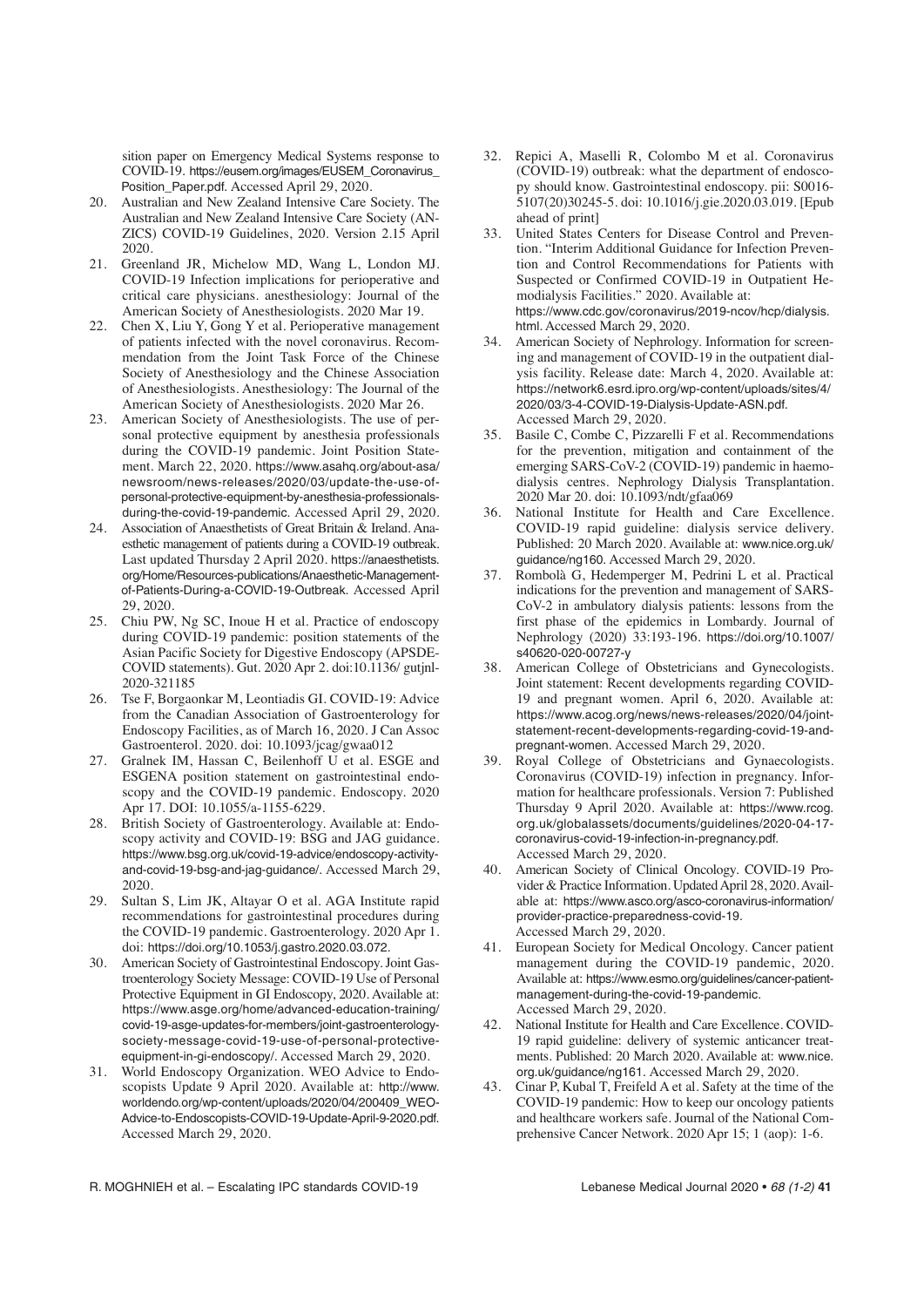sition paper on Emergency Medical Systems response to COVID-19. https://eusem.org/images/EUSEM_Coronavirus_Position_Paper.pdf. Accessed April 29, 2020.

20. Australian and New Zealand Intensive Care Society. The Australian and New Zealand Intensive Care Society (ANZICS) COVID-19 Guidelines, 2020. Version 2.15 April 2020.
21. Greenland JR, Michelow MD, Wang L, London MJ. COVID-19 Infection implications for perioperative and critical care physicians. anesthesiology: Journal of the American Society of Anesthesiologists. 2020 Mar 19.
22. Chen X, Liu Y, Gong Y et al. Perioperative management of patients infected with the novel coronavirus. Recommendation from the Joint Task Force of the Chinese Society of Anesthesiology and the Chinese Association of Anesthesiologists. Anesthesiology: The Journal of the American Society of Anesthesiologists. 2020 Mar 26.
23. American Society of Anesthesiologists. The use of personal protective equipment by anesthesia professionals during the COVID-19 pandemic. Joint Position Statement. March 22, 2020. https://www.asahq.org/about-asa/newsroom/news-releases/2020/03/update-the-use-of-personal-protective-equipment-by-anesthesia-professionals-during-the-covid-19-pandemic. Accessed April 29, 2020.
24. Association of Anaesthetists of Great Britain & Ireland. Anaesthetic management of patients during a COVID-19 outbreak. Last updated Thursday 2 April 2020. https://anaesthetists.org/Home/Resources-publications/Anaesthetic-Management-of-Patients-During-a-COVID-19-Outbreak. Accessed April 29, 2020.
25. Chiu PW, Ng SC, Inoue H et al. Practice of endoscopy during COVID-19 pandemic: position statements of the Asian Pacific Society for Digestive Endoscopy (APSDE-COVID statements). Gut. 2020 Apr 2. doi:10.1136/ gutjnl-2020-321185
26. Tse F, Borgaonkar M, Leontiadis GI. COVID-19: Advice from the Canadian Association of Gastroenterology for Endoscopy Facilities, as of March 16, 2020. J Can Assoc Gastroenterol. 2020. doi: 10.1093/jcag/gwaa012
27. Gralnek IM, Hassan C, Beilenhoff U et al. ESGE and ESGENA position statement on gastrointestinal endoscopy and the COVID-19 pandemic. Endoscopy. 2020 Apr 17. DOI: 10.1055/a-1155-6229.
28. British Society of Gastroenterology. Available at: Endoscopy activity and COVID-19: BSG and JAG guidance. https://www.bsg.org.uk/covid-19-advice/endoscopy-activity-and-covid-19-bsg-and-jag-guidance/. Accessed March 29, 2020.
29. Sultan S, Lim JK, Altayar O et al. AGA Institute rapid recommendations for gastrointestinal procedures during the COVID-19 pandemic. Gastroenterology. 2020 Apr 1. doi: https://doi.org/10.1053/j.gastro.2020.03.072.
30. American Society of Gastrointestinal Endoscopy. Joint Gastroenterology Society Message: COVID-19 Use of Personal Protective Equipment in GI Endoscopy, 2020. Available at: https://www.asge.org/home/advanced-education-training/covid-19-asge-updates-for-members/joint-gastroenterology-society-message-covid-19-use-of-personal-protective-equipment-in-gi-endoscopy/. Accessed March 29, 2020.
31. World Endoscopy Organization. WEO Advice to Endoscopists Update 9 April 2020. Available at: http://www.worldendo.org/wp-content/uploads/2020/04/200409_WEO-Advice-to-Endoscopists-COVID-19-Update-April-9-2020.pdf. Accessed March 29, 2020.
32. Repici A, Maselli R, Colombo M et al. Coronavirus (COVID-19) outbreak: what the department of endoscopy should know. Gastrointestinal endoscopy. pii: S0016-5107(20)30245-5. doi: 10.1016/j.gie.2020.03.019. [Epub ahead of print]
33. United States Centers for Disease Control and Prevention. "Interim Additional Guidance for Infection Prevention and Control Recommendations for Patients with Suspected or Confirmed COVID-19 in Outpatient Hemodialysis Facilities." 2020. Available at: https://www.cdc.gov/coronavirus/2019-ncov/hcp/dialysis.html. Accessed March 29, 2020.
34. American Society of Nephrology. Information for screening and management of COVID-19 in the outpatient dialysis facility. Release date: March 4, 2020. Available at: https://network6.esrd.ipro.org/wp-content/uploads/sites/4/2020/03/3-4-COVID-19-Dialysis-Update-ASN.pdf. Accessed March 29, 2020.
35. Basile C, Combe C, Pizzarelli F et al. Recommendations for the prevention, mitigation and containment of the emerging SARS-CoV-2 (COVID-19) pandemic in haemodialysis centres. Nephrology Dialysis Transplantation. 2020 Mar 20. doi: 10.1093/ndt/gfaa069
36. National Institute for Health and Care Excellence. COVID-19 rapid guideline: dialysis service delivery. Published: 20 March 2020. Available at: www.nice.org.uk/guidance/ng160. Accessed March 29, 2020.
37. Rombolà G, Hedemperger M, Pedrini L et al. Practical indications for the prevention and management of SARS-CoV-2 in ambulatory dialysis patients: lessons from the first phase of the epidemics in Lombardy. Journal of Nephrology (2020) 33:193-196. https://doi.org/10.1007/s40620-020-00727-y
38. American College of Obstetricians and Gynecologists. Joint statement: Recent developments regarding COVID-19 and pregnant women. April 6, 2020. Available at: https://www.acog.org/news/news-releases/2020/04/joint-statement-recent-developments-regarding-covid-19-and-pregnant-women. Accessed March 29, 2020.
39. Royal College of Obstetricians and Gynaecologists. Coronavirus (COVID-19) infection in pregnancy. Information for healthcare professionals. Version 7: Published Thursday 9 April 2020. Available at: https://www.rcog.org.uk/globalassets/documents/guidelines/2020-04-17-coronavirus-covid-19-infection-in-pregnancy.pdf. Accessed March 29, 2020.
40. American Society of Clinical Oncology. COVID-19 Provider & Practice Information. Updated April 28, 2020. Available at: https://www.asco.org/asco-coronavirus-information/provider-practice-preparedness-covid-19. Accessed March 29, 2020.
41. European Society for Medical Oncology. Cancer patient management during the COVID-19 pandemic, 2020. Available at: https://www.esmo.org/guidelines/cancer-patient-management-during-the-covid-19-pandemic. Accessed March 29, 2020.
42. National Institute for Health and Care Excellence. COVID-19 rapid guideline: delivery of systemic anticancer treatments. Published: 20 March 2020. Available at: www.nice.org.uk/guidance/ng161. Accessed March 29, 2020.
43. Cinar P, Kubal T, Freifeld A et al. Safety at the time of the COVID-19 pandemic: How to keep our oncology patients and healthcare workers safe. Journal of the National Comprehensive Cancer Network. 2020 Apr 15; 1 (aop): 1-6.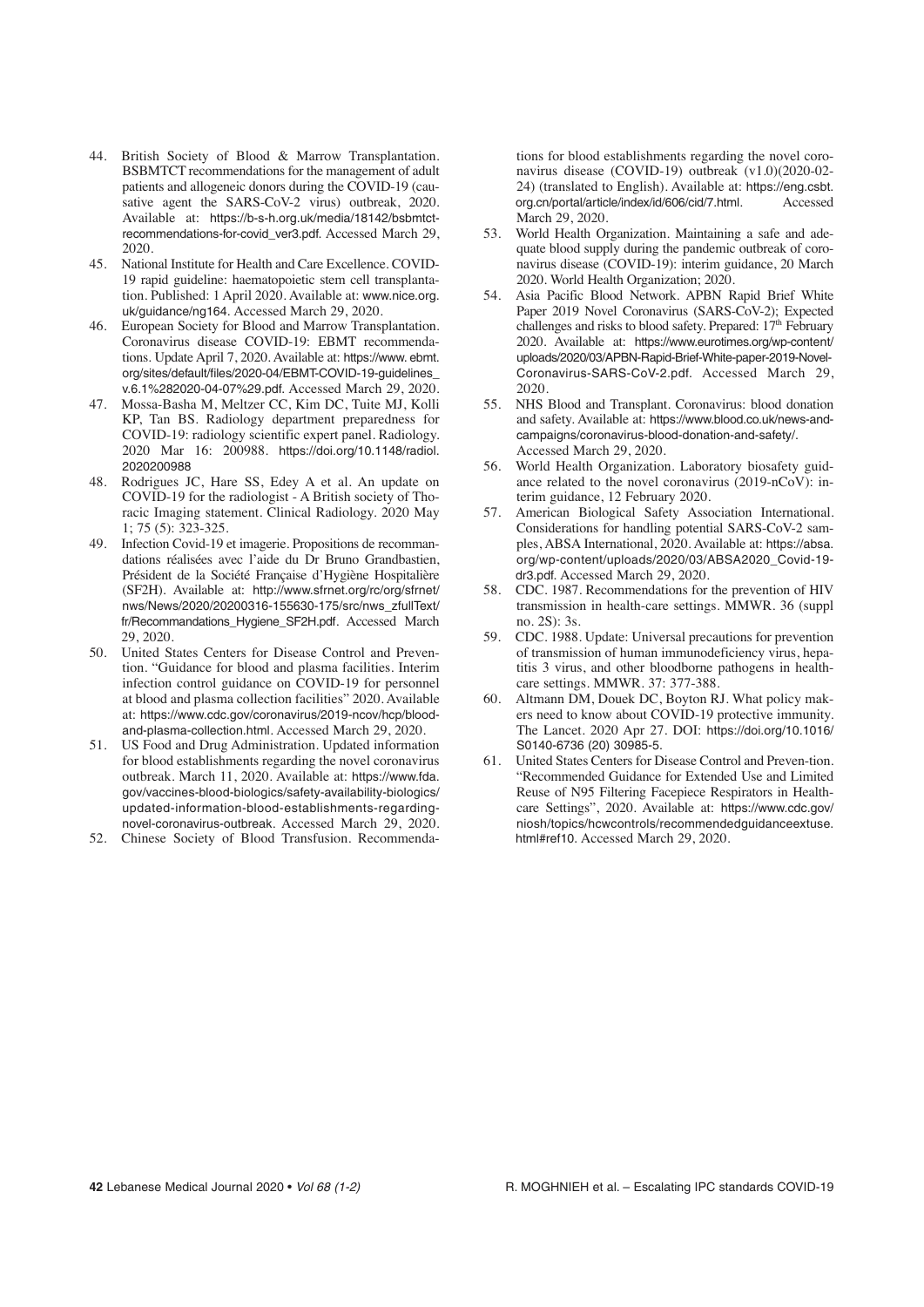44. British Society of Blood & Marrow Transplantation. BSBMTCT recommendations for the management of adult patients and allogeneic donors during the COVID-19 (causative agent the SARS-CoV-2 virus) outbreak, 2020. Available at: https://b-s-h.org.uk/media/18142/bsbmtct-recommendations-for-covid_ver3.pdf. Accessed March 29, 2020.
45. National Institute for Health and Care Excellence. COVID-19 rapid guideline: haematopoietic stem cell transplantation. Published: 1 April 2020. Available at: www.nice.org.uk/guidance/ng164. Accessed March 29, 2020.
46. European Society for Blood and Marrow Transplantation. Coronavirus disease COVID-19: EBMT recommendations. Update April 7, 2020. Available at: https://www.ebmt.org/sites/default/files/2020-04/EBMT-COVID-19-guidelines_v.6.1%282020-04-07%29.pdf. Accessed March 29, 2020.
47. Mossa-Basha M, Meltzer CC, Kim DC, Tuite MJ, Kolli KP, Tan BS. Radiology department preparedness for COVID-19: radiology scientific expert panel. Radiology. 2020 Mar 16: 200988. https://doi.org/10.1148/radiol.2020200988
48. Rodrigues JC, Hare SS, Edey A et al. An update on COVID-19 for the radiologist - A British society of Thoracic Imaging statement. Clinical Radiology. 2020 May 1; 75 (5): 323-325.
49. Infection Covid-19 et imagerie. Propositions de recommandations réalisées avec l'aide du Dr Bruno Grandbastien, Président de la Société Française d'Hygiène Hospitalière (SF2H). Available at: http://www.sfrnet.org/rc/org/sfrnet/nws/News/2020/20200316-155630-175/src/nws_zfullText/fr/Recommandations_Hygiene_SF2H.pdf. Accessed March 29, 2020.
50. United States Centers for Disease Control and Prevention. "Guidance for blood and plasma facilities. Interim infection control guidance on COVID-19 for personnel at blood and plasma collection facilities" 2020. Available at: https://www.cdc.gov/coronavirus/2019-ncov/hcp/blood-and-plasma-collection.html. Accessed March 29, 2020.
51. US Food and Drug Administration. Updated information for blood establishments regarding the novel coronavirus outbreak. March 11, 2020. Available at: https://www.fda.gov/vaccines-blood-biologics/safety-availability-biologics/updated-information-blood-establishments-regarding-novel-coronavirus-outbreak. Accessed March 29, 2020.
52. Chinese Society of Blood Transfusion. Recommendations for blood establishments regarding the novel coronavirus disease (COVID-19) outbreak (v1.0)(2020-02-24) (translated to English). Available at: https://eng.csbt.org.cn/portal/article/index/id/606/cid/7.html. Accessed March 29, 2020.
53. World Health Organization. Maintaining a safe and adequate blood supply during the pandemic outbreak of coronavirus disease (COVID-19): interim guidance, 20 March 2020. World Health Organization; 2020.
54. Asia Pacific Blood Network. APBN Rapid Brief White Paper 2019 Novel Coronavirus (SARS-CoV-2); Expected challenges and risks to blood safety. Prepared: 17th February 2020. Available at: https://www.eurotimes.org/wp-content/uploads/2020/03/APBN-Rapid-Brief-White-paper-2019-Novel-Coronavirus-SARS-CoV-2.pdf. Accessed March 29, 2020.
55. NHS Blood and Transplant. Coronavirus: blood donation and safety. Available at: https://www.blood.co.uk/news-and-campaigns/coronavirus-blood-donation-and-safety/. Accessed March 29, 2020.
56. World Health Organization. Laboratory biosafety guidance related to the novel coronavirus (2019-nCoV): interim guidance, 12 February 2020.
57. American Biological Safety Association International. Considerations for handling potential SARS-CoV-2 samples, ABSA International, 2020. Available at: https://absa.org/wp-content/uploads/2020/03/ABSA2020_Covid-19-dr3.pdf. Accessed March 29, 2020.
58. CDC. 1987. Recommendations for the prevention of HIV transmission in health-care settings. MMWR. 36 (suppl no. 2S): 3s.
59. CDC. 1988. Update: Universal precautions for prevention of transmission of human immunodeficiency virus, hepatitis 3 virus, and other bloodborne pathogens in healthcare settings. MMWR. 37: 377-388.
60. Altmann DM, Douek DC, Boyton RJ. What policy makers need to know about COVID-19 protective immunity. The Lancet. 2020 Apr 27. DOI: https://doi.org/10.1016/S0140-6736 (20) 30985-5.
61. United States Centers for Disease Control and Preven-tion. "Recommended Guidance for Extended Use and Limited Reuse of N95 Filtering Facepiece Respirators in Healthcare Settings", 2020. Available at: https://www.cdc.gov/niosh/topics/hcwcontrols/recommendedguidanceextuse.html#ref10. Accessed March 29, 2020.